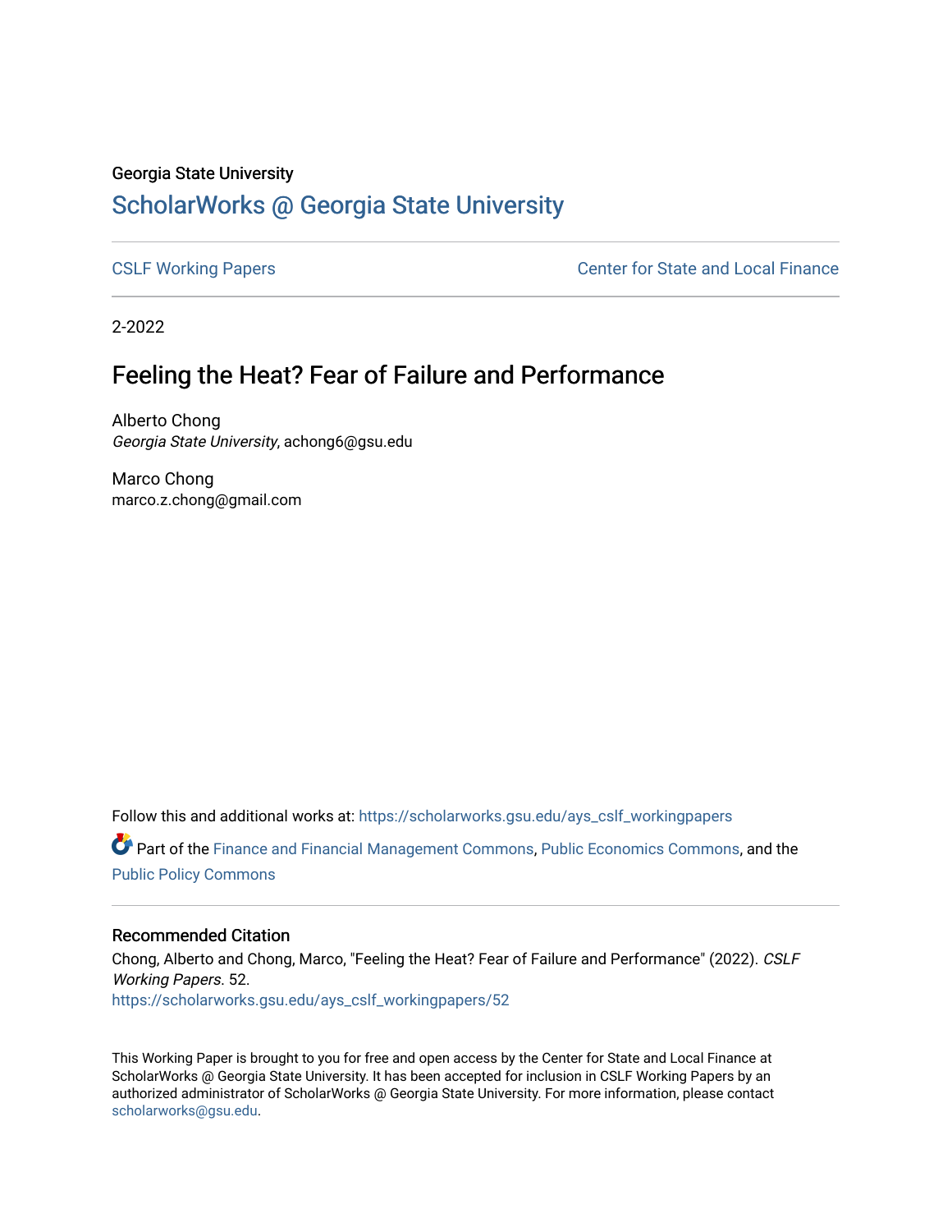Georgia State University

# ScholarWorks @ Georgia State University

CSLF Working Papers — Center for State and Local Finance

2-2022

## Feeling the Heat? Fear of Failure and Performance

Alberto Chong
*Georgia State University*, achong6@gsu.edu

Marco Chong
marco.z.chong@gmail.com

Follow this and additional works at: https://scholarworks.gsu.edu/ays_cslf_workingpapers

Part of the Finance and Financial Management Commons, Public Economics Commons, and the Public Policy Commons

### Recommended Citation

Chong, Alberto and Chong, Marco, "Feeling the Heat? Fear of Failure and Performance" (2022). *CSLF Working Papers*. 52.
https://scholarworks.gsu.edu/ays_cslf_workingpapers/52

This Working Paper is brought to you for free and open access by the Center for State and Local Finance at ScholarWorks @ Georgia State University. It has been accepted for inclusion in CSLF Working Papers by an authorized administrator of ScholarWorks @ Georgia State University. For more information, please contact scholarworks@gsu.edu.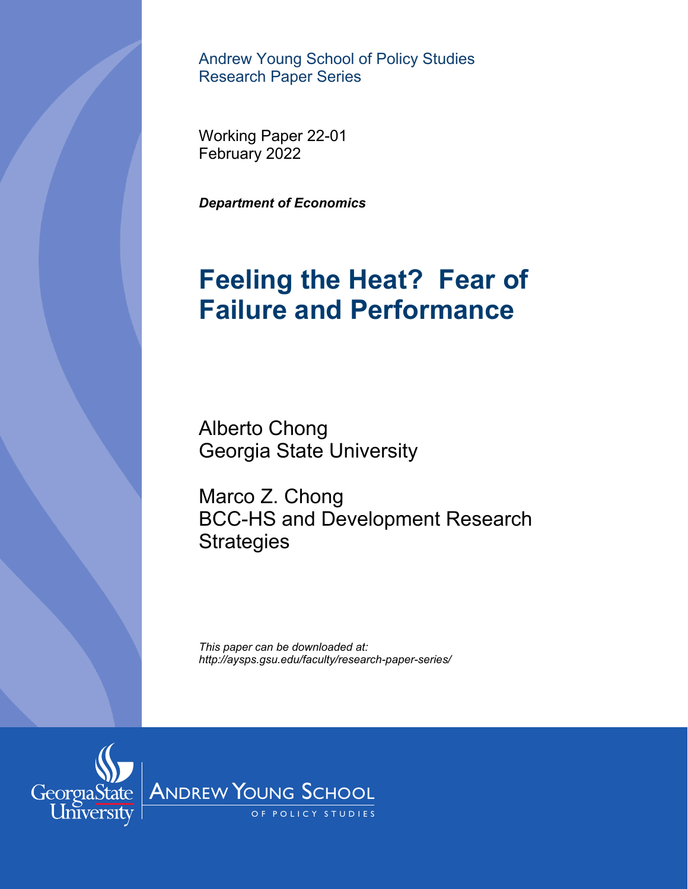Andrew Young School of Policy Studies
Research Paper Series

Working Paper 22-01
February 2022

***Department of Economics***

# Feeling the Heat? Fear of Failure and Performance

Alberto Chong
Georgia State University

Marco Z. Chong
BCC-HS and Development Research Strategies

*This paper can be downloaded at:*
*http://aysps.gsu.edu/faculty/research-paper-series/*

Georgia State University | ANDREW YOUNG SCHOOL OF POLICY STUDIES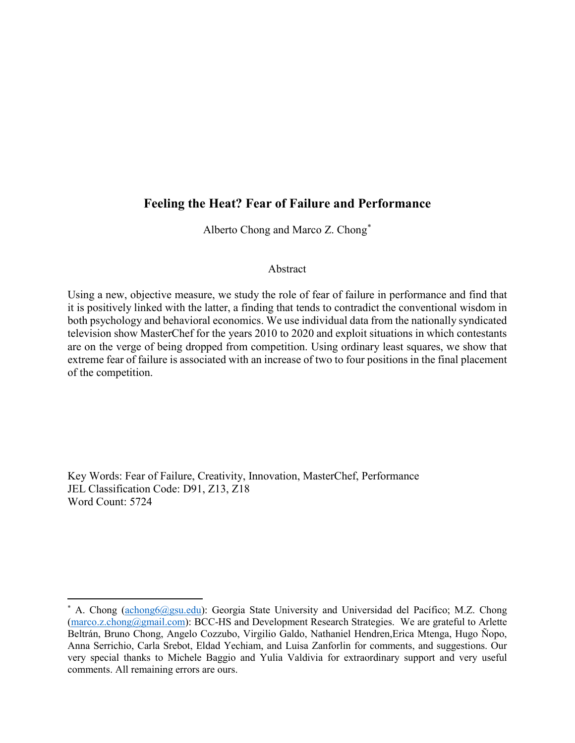# Feeling the Heat? Fear of Failure and Performance

Alberto Chong and Marco Z. Chong*

## Abstract

Using a new, objective measure, we study the role of fear of failure in performance and find that it is positively linked with the latter, a finding that tends to contradict the conventional wisdom in both psychology and behavioral economics. We use individual data from the nationally syndicated television show MasterChef for the years 2010 to 2020 and exploit situations in which contestants are on the verge of being dropped from competition. Using ordinary least squares, we show that extreme fear of failure is associated with an increase of two to four positions in the final placement of the competition.

Key Words: Fear of Failure, Creativity, Innovation, MasterChef, Performance
JEL Classification Code: D91, Z13, Z18
Word Count: 5724

---

* A. Chong (achong6@gsu.edu): Georgia State University and Universidad del Pacífico; M.Z. Chong (marco.z.chong@gmail.com): BCC-HS and Development Research Strategies. We are grateful to Arlette Beltrán, Bruno Chong, Angelo Cozzubo, Virgilio Galdo, Nathaniel Hendren,Erica Mtenga, Hugo Ñopo, Anna Serrichio, Carla Srebot, Eldad Yechiam, and Luisa Zanforlin for comments, and suggestions. Our very special thanks to Michele Baggio and Yulia Valdivia for extraordinary support and very useful comments. All remaining errors are ours.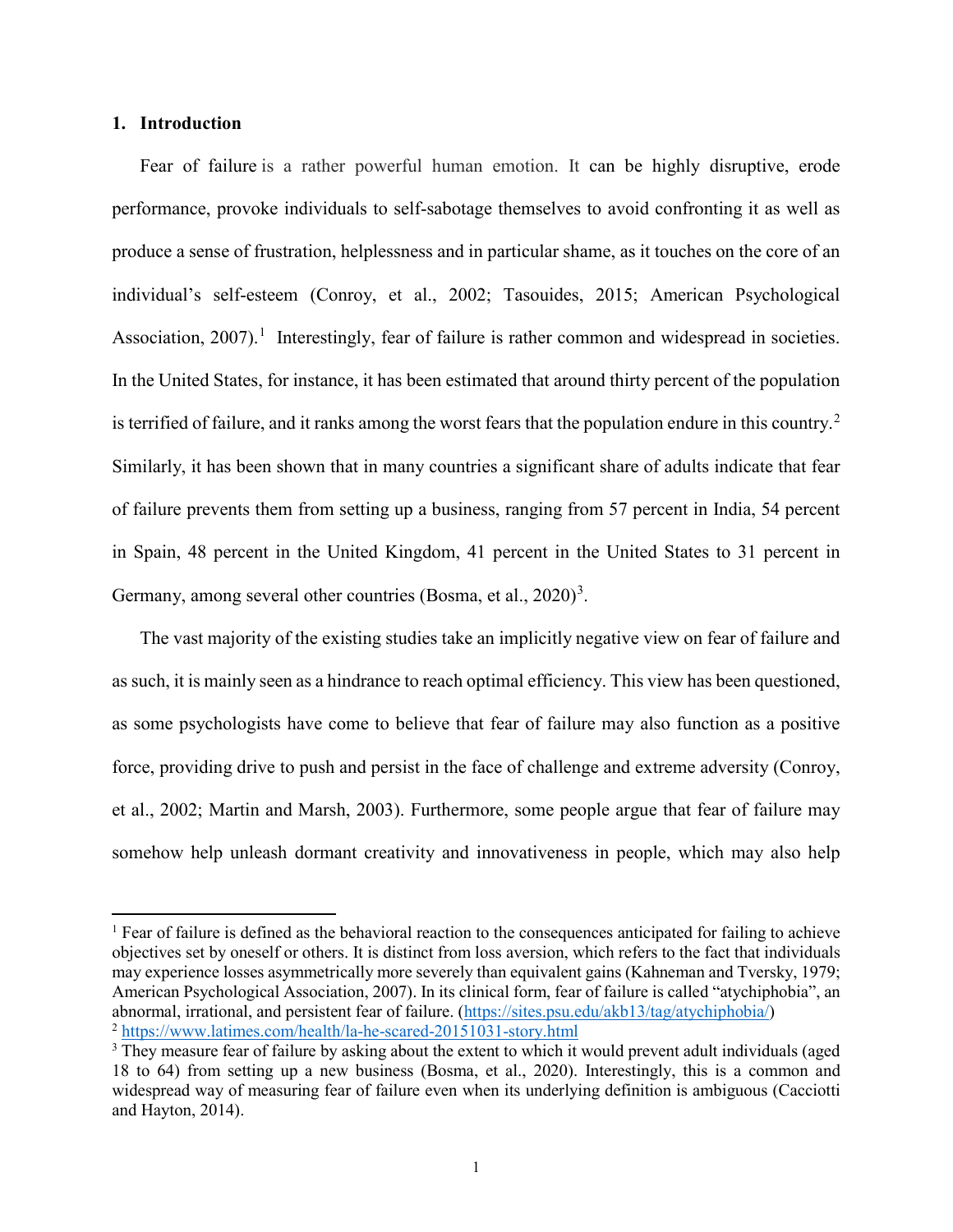## 1. Introduction

Fear of failure is a rather powerful human emotion. It can be highly disruptive, erode performance, provoke individuals to self-sabotage themselves to avoid confronting it as well as produce a sense of frustration, helplessness and in particular shame, as it touches on the core of an individual's self-esteem (Conroy, et al., 2002; Tasouides, 2015; American Psychological Association, 2007).[1] Interestingly, fear of failure is rather common and widespread in societies. In the United States, for instance, it has been estimated that around thirty percent of the population is terrified of failure, and it ranks among the worst fears that the population endure in this country.[2] Similarly, it has been shown that in many countries a significant share of adults indicate that fear of failure prevents them from setting up a business, ranging from 57 percent in India, 54 percent in Spain, 48 percent in the United Kingdom, 41 percent in the United States to 31 percent in Germany, among several other countries (Bosma, et al., 2020)[3].

The vast majority of the existing studies take an implicitly negative view on fear of failure and as such, it is mainly seen as a hindrance to reach optimal efficiency. This view has been questioned, as some psychologists have come to believe that fear of failure may also function as a positive force, providing drive to push and persist in the face of challenge and extreme adversity (Conroy, et al., 2002; Martin and Marsh, 2003). Furthermore, some people argue that fear of failure may somehow help unleash dormant creativity and innovativeness in people, which may also help

---

[1] Fear of failure is defined as the behavioral reaction to the consequences anticipated for failing to achieve objectives set by oneself or others. It is distinct from loss aversion, which refers to the fact that individuals may experience losses asymmetrically more severely than equivalent gains (Kahneman and Tversky, 1979; American Psychological Association, 2007). In its clinical form, fear of failure is called "atychiphobia", an abnormal, irrational, and persistent fear of failure. (https://sites.psu.edu/akb13/tag/atychiphobia/)

[2] https://www.latimes.com/health/la-he-scared-20151031-story.html

[3] They measure fear of failure by asking about the extent to which it would prevent adult individuals (aged 18 to 64) from setting up a new business (Bosma, et al., 2020). Interestingly, this is a common and widespread way of measuring fear of failure even when its underlying definition is ambiguous (Cacciotti and Hayton, 2014).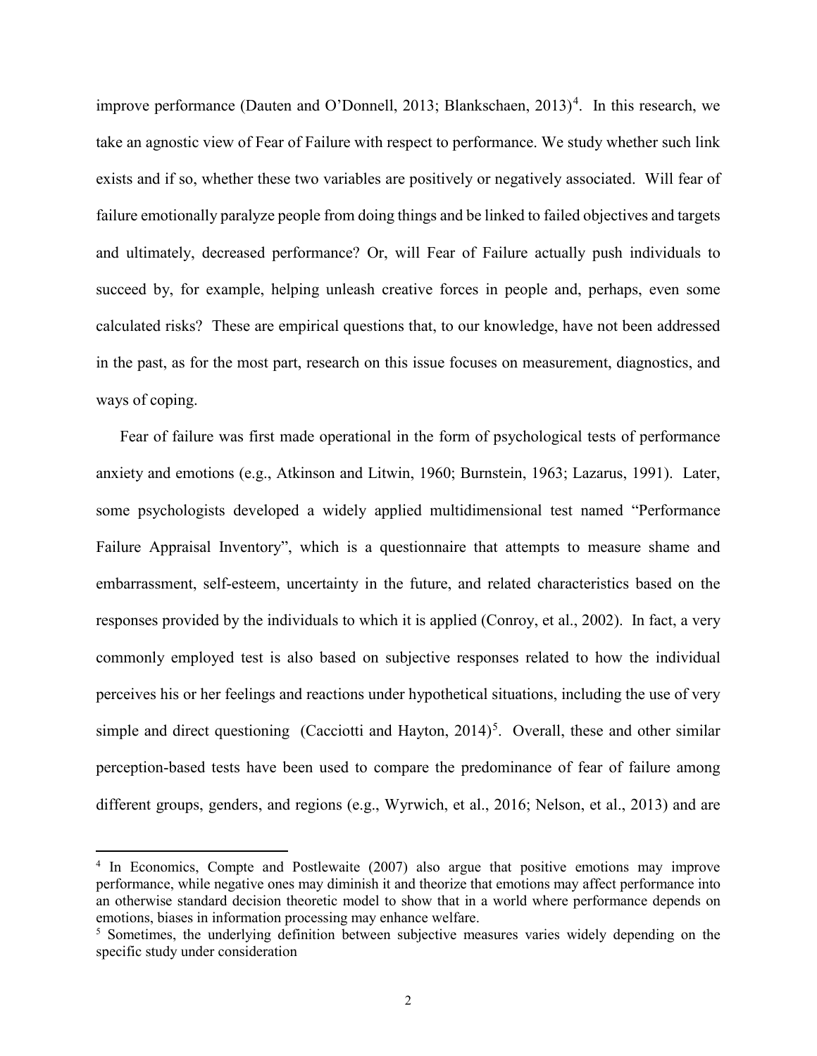improve performance (Dauten and O'Donnell, 2013; Blankschaen, 2013)[4]. In this research, we take an agnostic view of Fear of Failure with respect to performance. We study whether such link exists and if so, whether these two variables are positively or negatively associated. Will fear of failure emotionally paralyze people from doing things and be linked to failed objectives and targets and ultimately, decreased performance? Or, will Fear of Failure actually push individuals to succeed by, for example, helping unleash creative forces in people and, perhaps, even some calculated risks? These are empirical questions that, to our knowledge, have not been addressed in the past, as for the most part, research on this issue focuses on measurement, diagnostics, and ways of coping.

Fear of failure was first made operational in the form of psychological tests of performance anxiety and emotions (e.g., Atkinson and Litwin, 1960; Burnstein, 1963; Lazarus, 1991). Later, some psychologists developed a widely applied multidimensional test named "Performance Failure Appraisal Inventory", which is a questionnaire that attempts to measure shame and embarrassment, self-esteem, uncertainty in the future, and related characteristics based on the responses provided by the individuals to which it is applied (Conroy, et al., 2002). In fact, a very commonly employed test is also based on subjective responses related to how the individual perceives his or her feelings and reactions under hypothetical situations, including the use of very simple and direct questioning (Cacciotti and Hayton, 2014)[5]. Overall, these and other similar perception-based tests have been used to compare the predominance of fear of failure among different groups, genders, and regions (e.g., Wyrwich, et al., 2016; Nelson, et al., 2013) and are

[4] In Economics, Compte and Postlewaite (2007) also argue that positive emotions may improve performance, while negative ones may diminish it and theorize that emotions may affect performance into an otherwise standard decision theoretic model to show that in a world where performance depends on emotions, biases in information processing may enhance welfare.

[5] Sometimes, the underlying definition between subjective measures varies widely depending on the specific study under consideration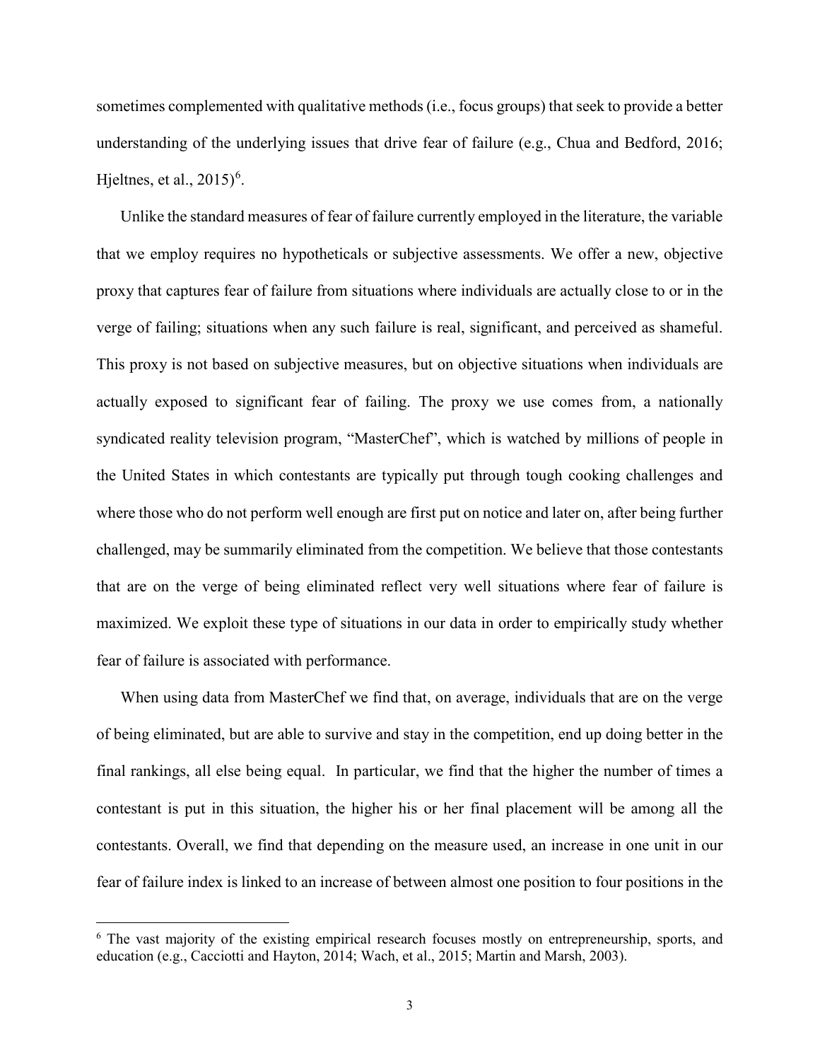sometimes complemented with qualitative methods (i.e., focus groups) that seek to provide a better understanding of the underlying issues that drive fear of failure (e.g., Chua and Bedford, 2016; Hjeltnes, et al., 2015)[6].

Unlike the standard measures of fear of failure currently employed in the literature, the variable that we employ requires no hypotheticals or subjective assessments. We offer a new, objective proxy that captures fear of failure from situations where individuals are actually close to or in the verge of failing; situations when any such failure is real, significant, and perceived as shameful. This proxy is not based on subjective measures, but on objective situations when individuals are actually exposed to significant fear of failing. The proxy we use comes from, a nationally syndicated reality television program, "MasterChef", which is watched by millions of people in the United States in which contestants are typically put through tough cooking challenges and where those who do not perform well enough are first put on notice and later on, after being further challenged, may be summarily eliminated from the competition. We believe that those contestants that are on the verge of being eliminated reflect very well situations where fear of failure is maximized. We exploit these type of situations in our data in order to empirically study whether fear of failure is associated with performance.

When using data from MasterChef we find that, on average, individuals that are on the verge of being eliminated, but are able to survive and stay in the competition, end up doing better in the final rankings, all else being equal. In particular, we find that the higher the number of times a contestant is put in this situation, the higher his or her final placement will be among all the contestants. Overall, we find that depending on the measure used, an increase in one unit in our fear of failure index is linked to an increase of between almost one position to four positions in the

[6] The vast majority of the existing empirical research focuses mostly on entrepreneurship, sports, and education (e.g., Cacciotti and Hayton, 2014; Wach, et al., 2015; Martin and Marsh, 2003).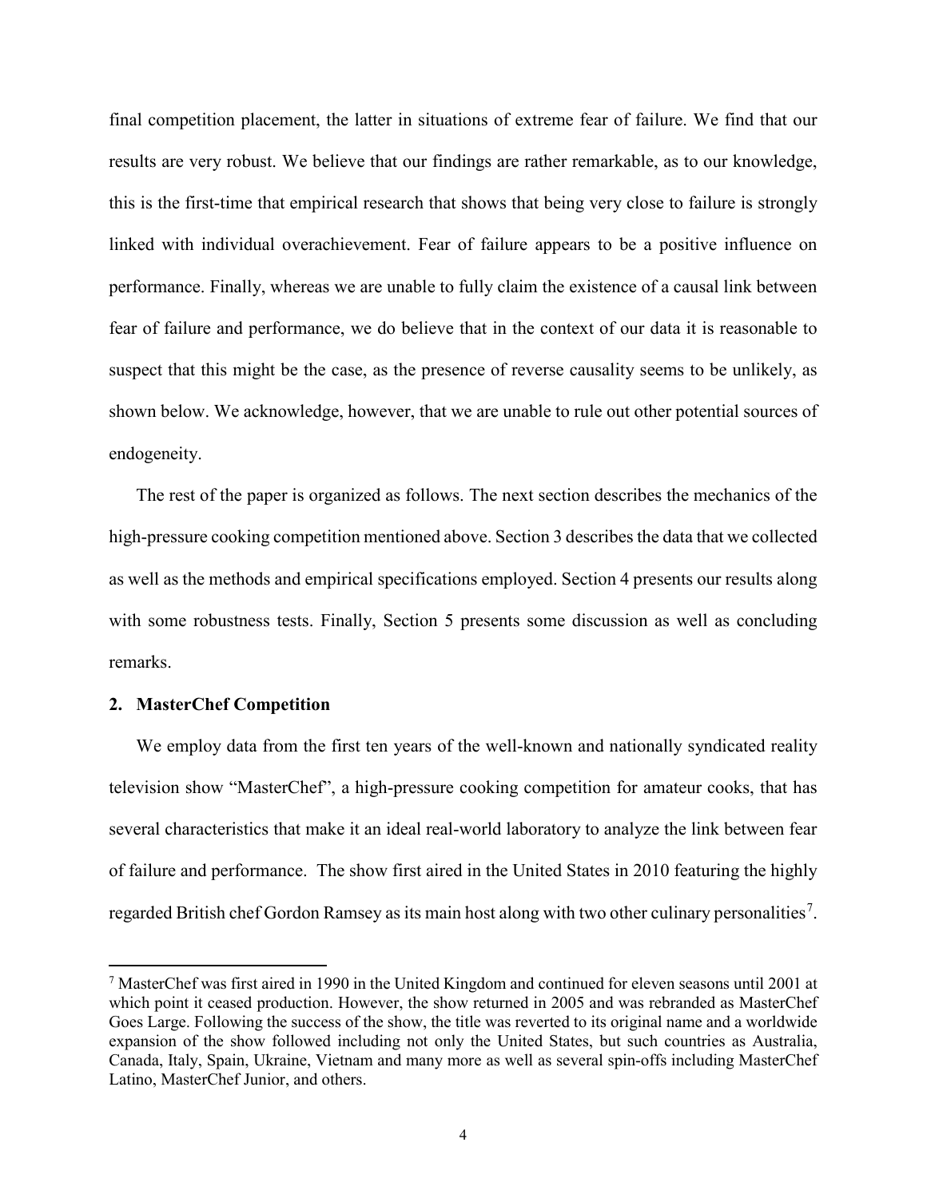final competition placement, the latter in situations of extreme fear of failure. We find that our results are very robust. We believe that our findings are rather remarkable, as to our knowledge, this is the first-time that empirical research that shows that being very close to failure is strongly linked with individual overachievement. Fear of failure appears to be a positive influence on performance. Finally, whereas we are unable to fully claim the existence of a causal link between fear of failure and performance, we do believe that in the context of our data it is reasonable to suspect that this might be the case, as the presence of reverse causality seems to be unlikely, as shown below. We acknowledge, however, that we are unable to rule out other potential sources of endogeneity.

The rest of the paper is organized as follows. The next section describes the mechanics of the high-pressure cooking competition mentioned above. Section 3 describes the data that we collected as well as the methods and empirical specifications employed. Section 4 presents our results along with some robustness tests. Finally, Section 5 presents some discussion as well as concluding remarks.

## 2. MasterChef Competition

We employ data from the first ten years of the well-known and nationally syndicated reality television show "MasterChef", a high-pressure cooking competition for amateur cooks, that has several characteristics that make it an ideal real-world laboratory to analyze the link between fear of failure and performance. The show first aired in the United States in 2010 featuring the highly regarded British chef Gordon Ramsey as its main host along with two other culinary personalities[7].

[7] MasterChef was first aired in 1990 in the United Kingdom and continued for eleven seasons until 2001 at which point it ceased production. However, the show returned in 2005 and was rebranded as MasterChef Goes Large. Following the success of the show, the title was reverted to its original name and a worldwide expansion of the show followed including not only the United States, but such countries as Australia, Canada, Italy, Spain, Ukraine, Vietnam and many more as well as several spin-offs including MasterChef Latino, MasterChef Junior, and others.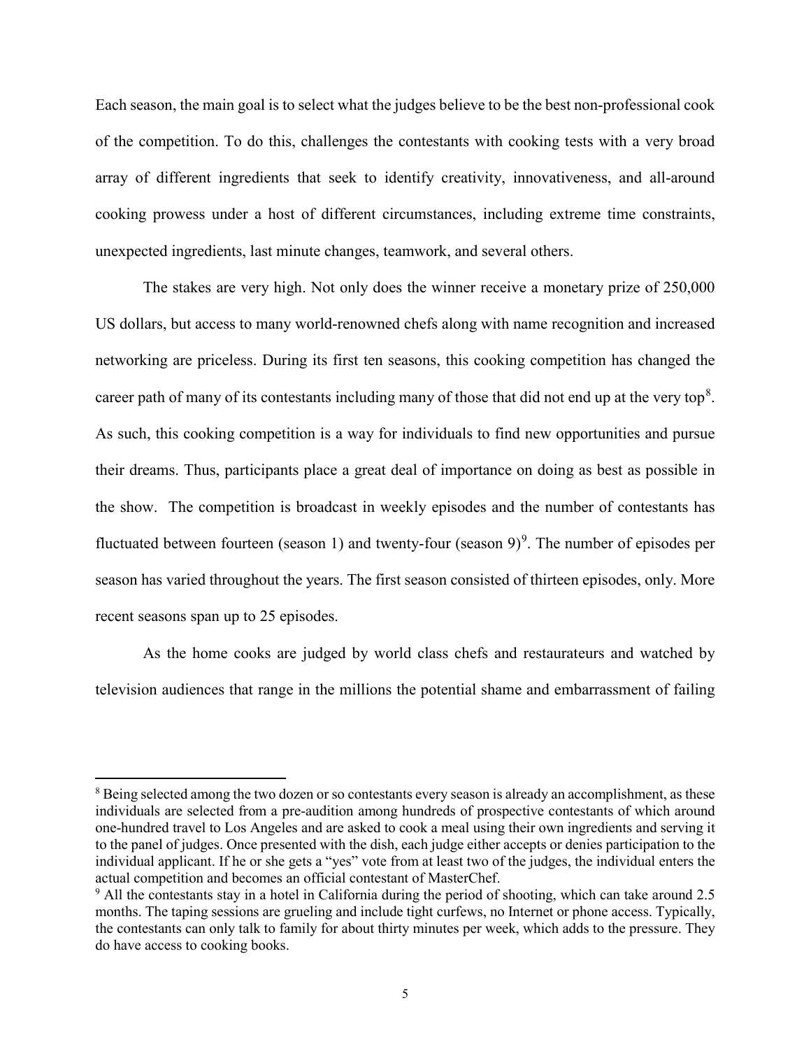Each season, the main goal is to select what the judges believe to be the best non-professional cook of the competition. To do this, challenges the contestants with cooking tests with a very broad array of different ingredients that seek to identify creativity, innovativeness, and all-around cooking prowess under a host of different circumstances, including extreme time constraints, unexpected ingredients, last minute changes, teamwork, and several others.

The stakes are very high. Not only does the winner receive a monetary prize of 250,000 US dollars, but access to many world-renowned chefs along with name recognition and increased networking are priceless. During its first ten seasons, this cooking competition has changed the career path of many of its contestants including many of those that did not end up at the very top[8]. As such, this cooking competition is a way for individuals to find new opportunities and pursue their dreams. Thus, participants place a great deal of importance on doing as best as possible in the show. The competition is broadcast in weekly episodes and the number of contestants has fluctuated between fourteen (season 1) and twenty-four (season 9)[9]. The number of episodes per season has varied throughout the years. The first season consisted of thirteen episodes, only. More recent seasons span up to 25 episodes.

As the home cooks are judged by world class chefs and restaurateurs and watched by television audiences that range in the millions the potential shame and embarrassment of failing

---

[8] Being selected among the two dozen or so contestants every season is already an accomplishment, as these individuals are selected from a pre-audition among hundreds of prospective contestants of which around one-hundred travel to Los Angeles and are asked to cook a meal using their own ingredients and serving it to the panel of judges. Once presented with the dish, each judge either accepts or denies participation to the individual applicant. If he or she gets a "yes" vote from at least two of the judges, the individual enters the actual competition and becomes an official contestant of MasterChef.

[9] All the contestants stay in a hotel in California during the period of shooting, which can take around 2.5 months. The taping sessions are grueling and include tight curfews, no Internet or phone access. Typically, the contestants can only talk to family for about thirty minutes per week, which adds to the pressure. They do have access to cooking books.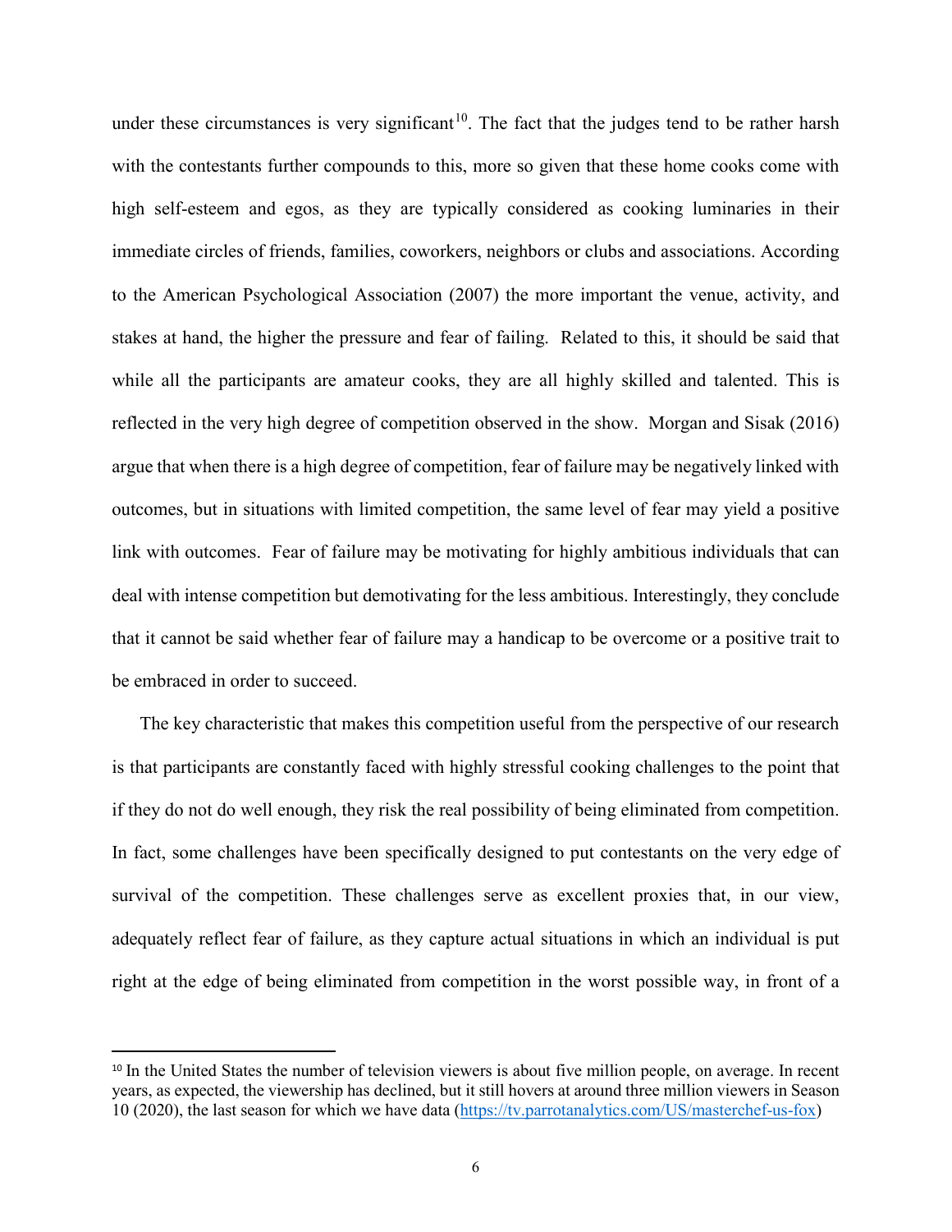under these circumstances is very significant[10]. The fact that the judges tend to be rather harsh with the contestants further compounds to this, more so given that these home cooks come with high self-esteem and egos, as they are typically considered as cooking luminaries in their immediate circles of friends, families, coworkers, neighbors or clubs and associations. According to the American Psychological Association (2007) the more important the venue, activity, and stakes at hand, the higher the pressure and fear of failing. Related to this, it should be said that while all the participants are amateur cooks, they are all highly skilled and talented. This is reflected in the very high degree of competition observed in the show. Morgan and Sisak (2016) argue that when there is a high degree of competition, fear of failure may be negatively linked with outcomes, but in situations with limited competition, the same level of fear may yield a positive link with outcomes. Fear of failure may be motivating for highly ambitious individuals that can deal with intense competition but demotivating for the less ambitious. Interestingly, they conclude that it cannot be said whether fear of failure may a handicap to be overcome or a positive trait to be embraced in order to succeed.

The key characteristic that makes this competition useful from the perspective of our research is that participants are constantly faced with highly stressful cooking challenges to the point that if they do not do well enough, they risk the real possibility of being eliminated from competition. In fact, some challenges have been specifically designed to put contestants on the very edge of survival of the competition. These challenges serve as excellent proxies that, in our view, adequately reflect fear of failure, as they capture actual situations in which an individual is put right at the edge of being eliminated from competition in the worst possible way, in front of a

---

[10] In the United States the number of television viewers is about five million people, on average. In recent years, as expected, the viewership has declined, but it still hovers at around three million viewers in Season 10 (2020), the last season for which we have data (https://tv.parrotanalytics.com/US/masterchef-us-fox)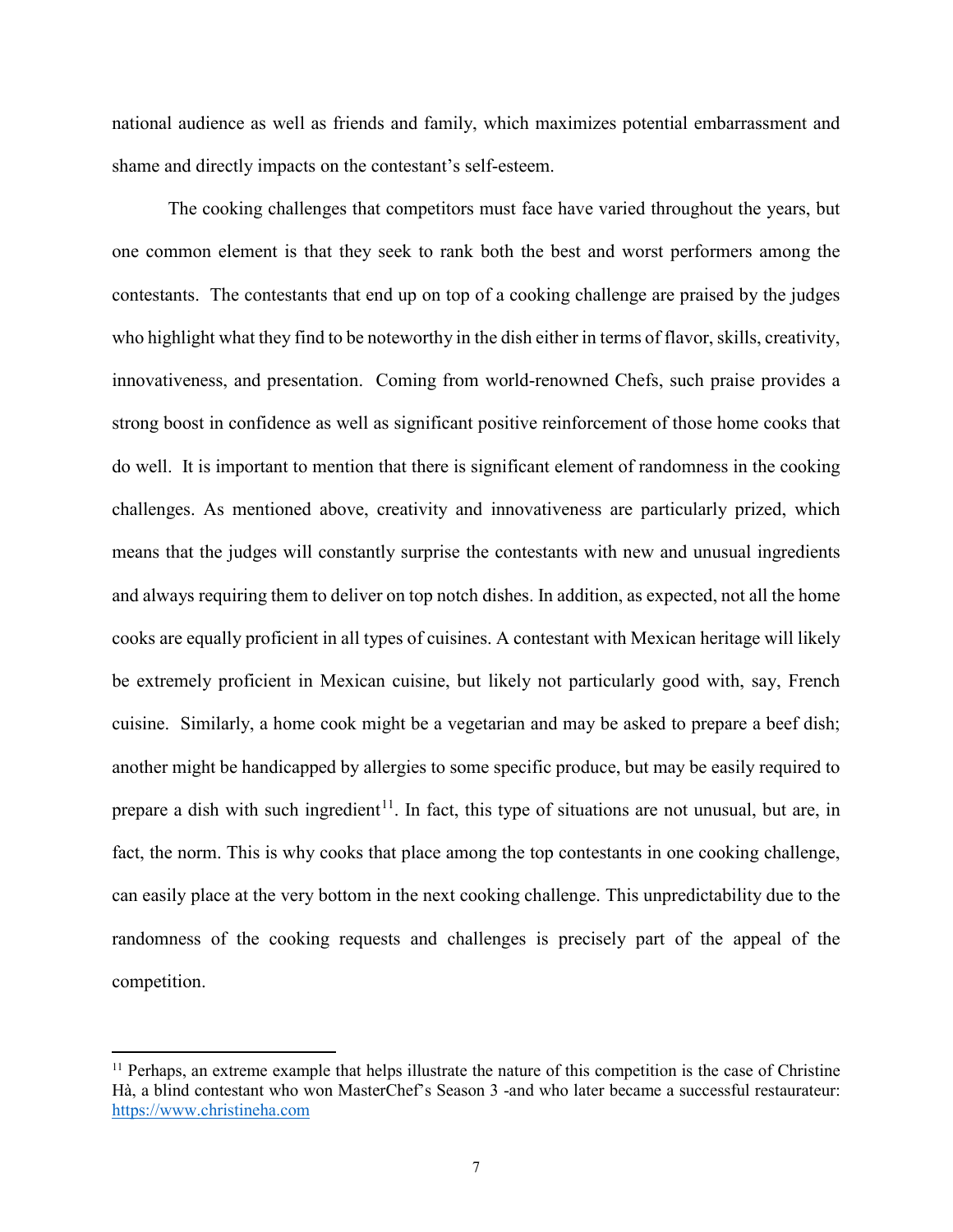national audience as well as friends and family, which maximizes potential embarrassment and shame and directly impacts on the contestant's self-esteem.

The cooking challenges that competitors must face have varied throughout the years, but one common element is that they seek to rank both the best and worst performers among the contestants. The contestants that end up on top of a cooking challenge are praised by the judges who highlight what they find to be noteworthy in the dish either in terms of flavor, skills, creativity, innovativeness, and presentation. Coming from world-renowned Chefs, such praise provides a strong boost in confidence as well as significant positive reinforcement of those home cooks that do well. It is important to mention that there is significant element of randomness in the cooking challenges. As mentioned above, creativity and innovativeness are particularly prized, which means that the judges will constantly surprise the contestants with new and unusual ingredients and always requiring them to deliver on top notch dishes. In addition, as expected, not all the home cooks are equally proficient in all types of cuisines. A contestant with Mexican heritage will likely be extremely proficient in Mexican cuisine, but likely not particularly good with, say, French cuisine. Similarly, a home cook might be a vegetarian and may be asked to prepare a beef dish; another might be handicapped by allergies to some specific produce, but may be easily required to prepare a dish with such ingredient[11]. In fact, this type of situations are not unusual, but are, in fact, the norm. This is why cooks that place among the top contestants in one cooking challenge, can easily place at the very bottom in the next cooking challenge. This unpredictability due to the randomness of the cooking requests and challenges is precisely part of the appeal of the competition.

[11] Perhaps, an extreme example that helps illustrate the nature of this competition is the case of Christine Hà, a blind contestant who won MasterChef's Season 3 -and who later became a successful restaurateur: https://www.christineha.com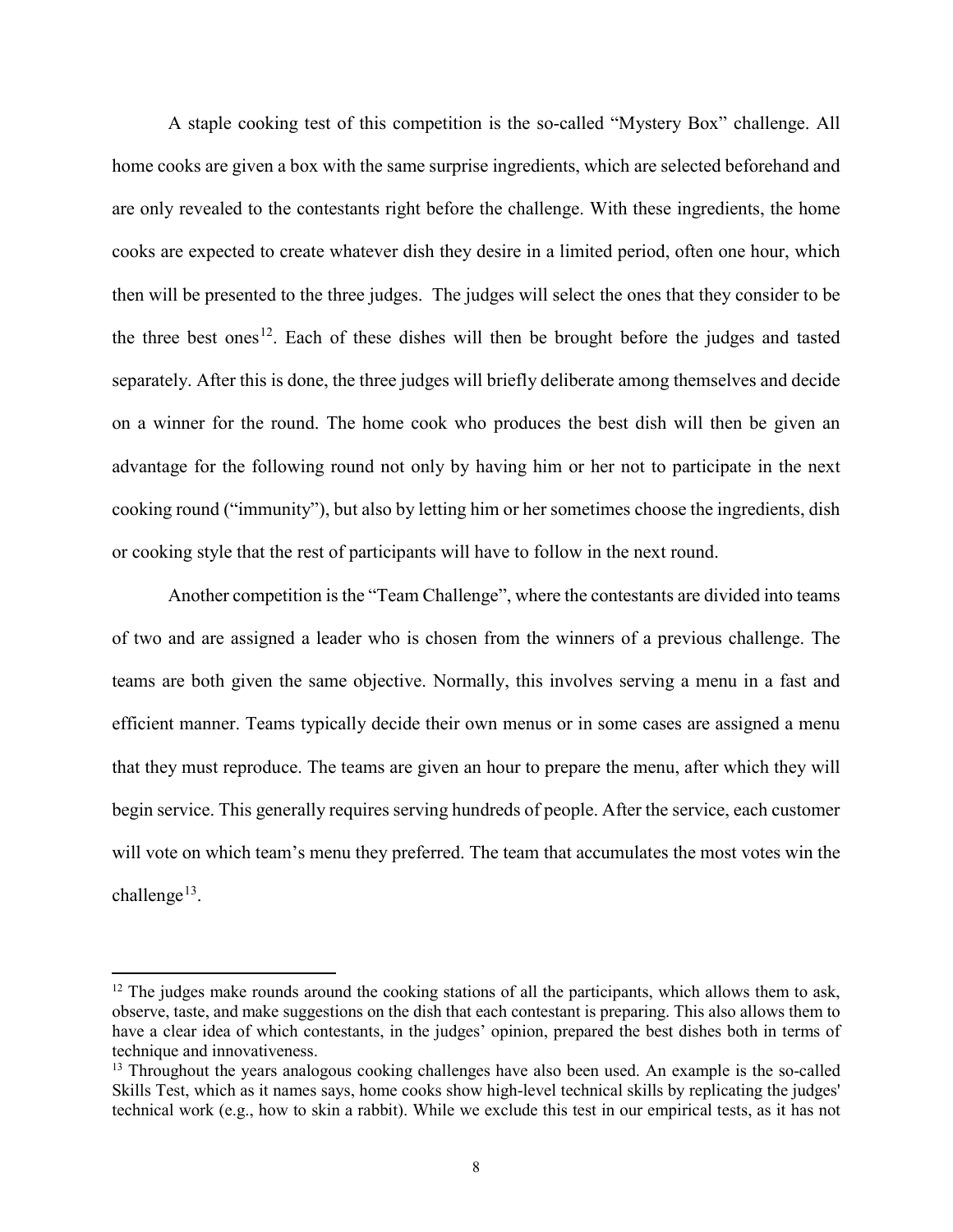A staple cooking test of this competition is the so-called "Mystery Box" challenge. All home cooks are given a box with the same surprise ingredients, which are selected beforehand and are only revealed to the contestants right before the challenge. With these ingredients, the home cooks are expected to create whatever dish they desire in a limited period, often one hour, which then will be presented to the three judges. The judges will select the ones that they consider to be the three best ones[12]. Each of these dishes will then be brought before the judges and tasted separately. After this is done, the three judges will briefly deliberate among themselves and decide on a winner for the round. The home cook who produces the best dish will then be given an advantage for the following round not only by having him or her not to participate in the next cooking round ("immunity"), but also by letting him or her sometimes choose the ingredients, dish or cooking style that the rest of participants will have to follow in the next round.

Another competition is the "Team Challenge", where the contestants are divided into teams of two and are assigned a leader who is chosen from the winners of a previous challenge. The teams are both given the same objective. Normally, this involves serving a menu in a fast and efficient manner. Teams typically decide their own menus or in some cases are assigned a menu that they must reproduce. The teams are given an hour to prepare the menu, after which they will begin service. This generally requires serving hundreds of people. After the service, each customer will vote on which team's menu they preferred. The team that accumulates the most votes win the challenge[13].

---

[12] The judges make rounds around the cooking stations of all the participants, which allows them to ask, observe, taste, and make suggestions on the dish that each contestant is preparing. This also allows them to have a clear idea of which contestants, in the judges' opinion, prepared the best dishes both in terms of technique and innovativeness.

[13] Throughout the years analogous cooking challenges have also been used. An example is the so-called Skills Test, which as it names says, home cooks show high-level technical skills by replicating the judges' technical work (e.g., how to skin a rabbit). While we exclude this test in our empirical tests, as it has not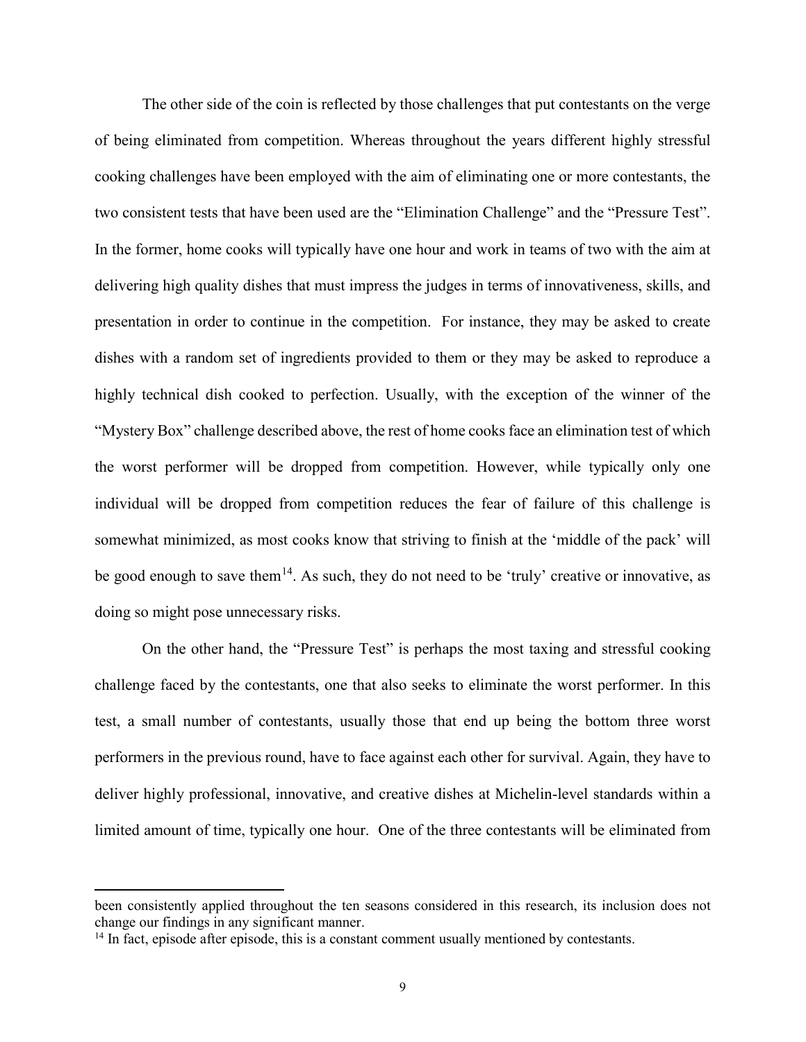The other side of the coin is reflected by those challenges that put contestants on the verge of being eliminated from competition. Whereas throughout the years different highly stressful cooking challenges have been employed with the aim of eliminating one or more contestants, the two consistent tests that have been used are the "Elimination Challenge" and the "Pressure Test". In the former, home cooks will typically have one hour and work in teams of two with the aim at delivering high quality dishes that must impress the judges in terms of innovativeness, skills, and presentation in order to continue in the competition. For instance, they may be asked to create dishes with a random set of ingredients provided to them or they may be asked to reproduce a highly technical dish cooked to perfection. Usually, with the exception of the winner of the "Mystery Box" challenge described above, the rest of home cooks face an elimination test of which the worst performer will be dropped from competition. However, while typically only one individual will be dropped from competition reduces the fear of failure of this challenge is somewhat minimized, as most cooks know that striving to finish at the 'middle of the pack' will be good enough to save them[14]. As such, they do not need to be 'truly' creative or innovative, as doing so might pose unnecessary risks.

On the other hand, the "Pressure Test" is perhaps the most taxing and stressful cooking challenge faced by the contestants, one that also seeks to eliminate the worst performer. In this test, a small number of contestants, usually those that end up being the bottom three worst performers in the previous round, have to face against each other for survival. Again, they have to deliver highly professional, innovative, and creative dishes at Michelin-level standards within a limited amount of time, typically one hour. One of the three contestants will be eliminated from

---

been consistently applied throughout the ten seasons considered in this research, its inclusion does not change our findings in any significant manner.

[14] In fact, episode after episode, this is a constant comment usually mentioned by contestants.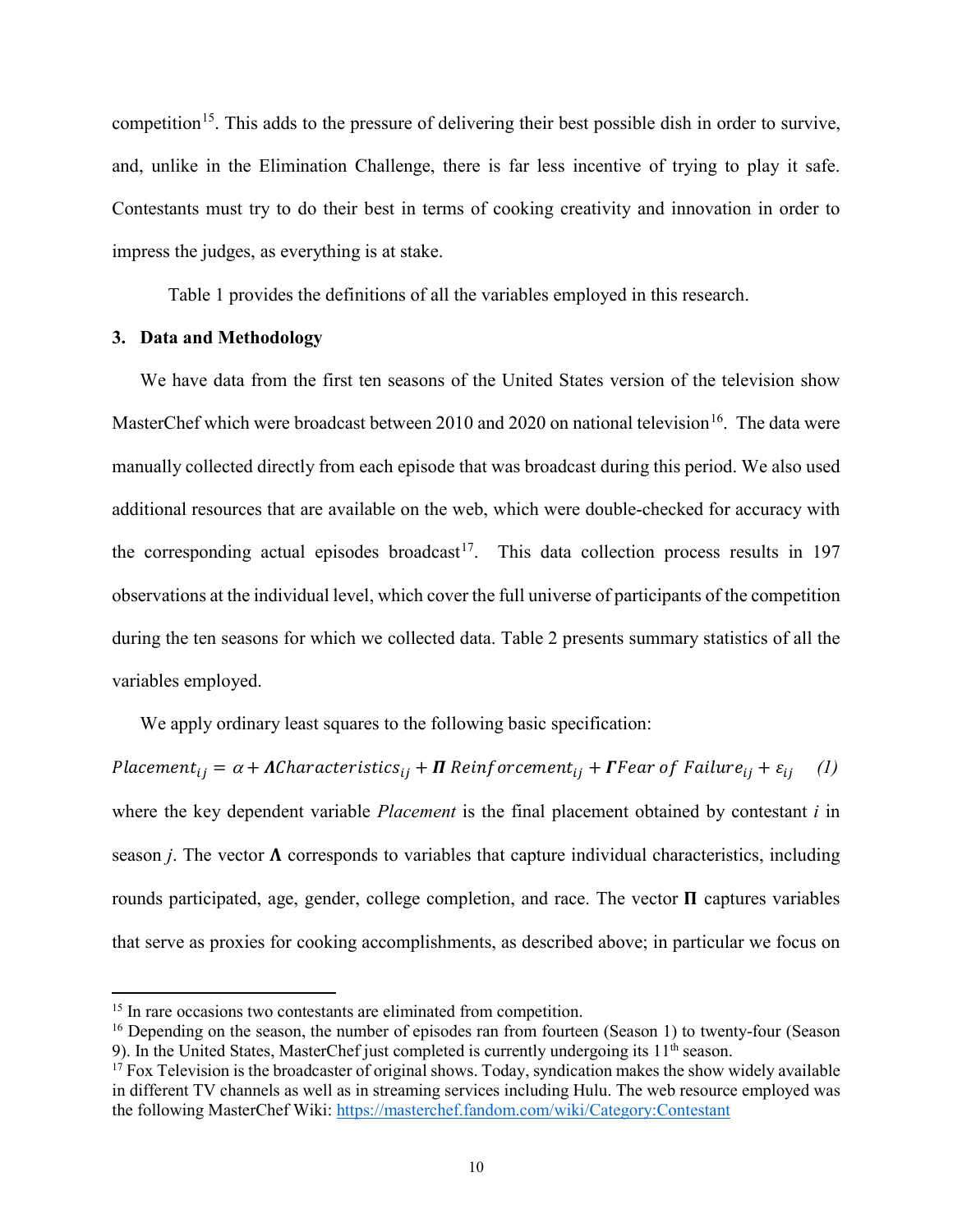competition[15]. This adds to the pressure of delivering their best possible dish in order to survive, and, unlike in the Elimination Challenge, there is far less incentive of trying to play it safe. Contestants must try to do their best in terms of cooking creativity and innovation in order to impress the judges, as everything is at stake.

Table 1 provides the definitions of all the variables employed in this research.

### 3. Data and Methodology

We have data from the first ten seasons of the United States version of the television show MasterChef which were broadcast between 2010 and 2020 on national television[16]. The data were manually collected directly from each episode that was broadcast during this period. We also used additional resources that are available on the web, which were double-checked for accuracy with the corresponding actual episodes broadcast[17]. This data collection process results in 197 observations at the individual level, which cover the full universe of participants of the competition during the ten seasons for which we collected data. Table 2 presents summary statistics of all the variables employed.

We apply ordinary least squares to the following basic specification:

$$Placement_{ij} = \alpha + \boldsymbol{\Lambda} Characteristics_{ij} + \boldsymbol{\Pi}\ Reinforcement_{ij} + \boldsymbol{\Gamma} Fear\ of\ Failure_{ij} + \varepsilon_{ij} \quad (1)$$

where the key dependent variable *Placement* is the final placement obtained by contestant *i* in season *j*. The vector $\boldsymbol{\Lambda}$ corresponds to variables that capture individual characteristics, including rounds participated, age, gender, college completion, and race. The vector $\boldsymbol{\Pi}$ captures variables that serve as proxies for cooking accomplishments, as described above; in particular we focus on

[15] In rare occasions two contestants are eliminated from competition.

[16] Depending on the season, the number of episodes ran from fourteen (Season 1) to twenty-four (Season 9). In the United States, MasterChef just completed is currently undergoing its 11th season.

[17] Fox Television is the broadcaster of original shows. Today, syndication makes the show widely available in different TV channels as well as in streaming services including Hulu. The web resource employed was the following MasterChef Wiki: https://masterchef.fandom.com/wiki/Category:Contestant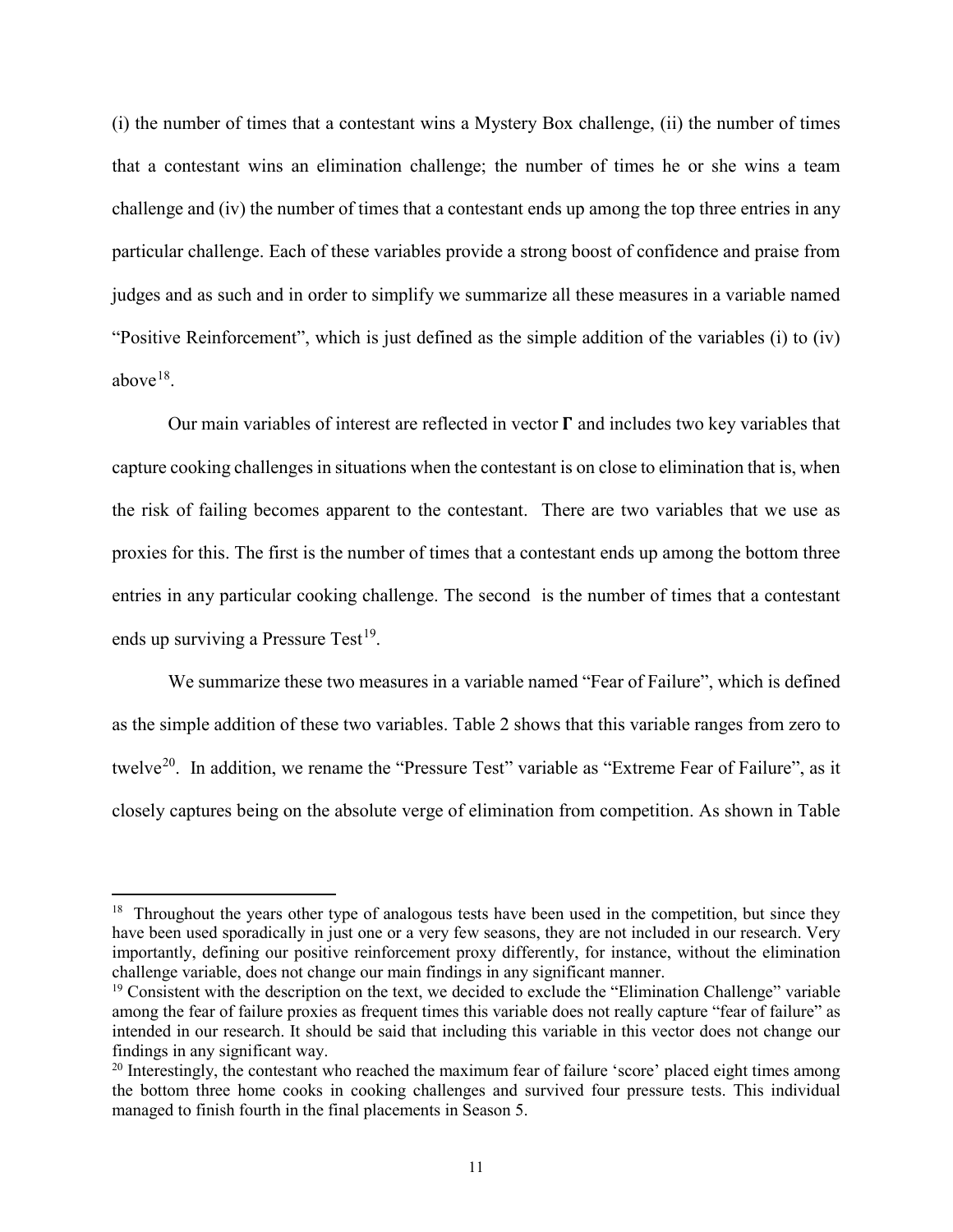(i) the number of times that a contestant wins a Mystery Box challenge, (ii) the number of times that a contestant wins an elimination challenge; the number of times he or she wins a team challenge and (iv) the number of times that a contestant ends up among the top three entries in any particular challenge. Each of these variables provide a strong boost of confidence and praise from judges and as such and in order to simplify we summarize all these measures in a variable named "Positive Reinforcement", which is just defined as the simple addition of the variables (i) to (iv) above[18].

Our main variables of interest are reflected in vector $\mathbf{\Gamma}$ and includes two key variables that capture cooking challenges in situations when the contestant is on close to elimination that is, when the risk of failing becomes apparent to the contestant. There are two variables that we use as proxies for this. The first is the number of times that a contestant ends up among the bottom three entries in any particular cooking challenge. The second is the number of times that a contestant ends up surviving a Pressure Test[19].

We summarize these two measures in a variable named "Fear of Failure", which is defined as the simple addition of these two variables. Table 2 shows that this variable ranges from zero to twelve[20]. In addition, we rename the "Pressure Test" variable as "Extreme Fear of Failure", as it closely captures being on the absolute verge of elimination from competition. As shown in Table

---

[18] Throughout the years other type of analogous tests have been used in the competition, but since they have been used sporadically in just one or a very few seasons, they are not included in our research. Very importantly, defining our positive reinforcement proxy differently, for instance, without the elimination challenge variable, does not change our main findings in any significant manner.

[19] Consistent with the description on the text, we decided to exclude the "Elimination Challenge" variable among the fear of failure proxies as frequent times this variable does not really capture "fear of failure" as intended in our research. It should be said that including this variable in this vector does not change our findings in any significant way.

[20] Interestingly, the contestant who reached the maximum fear of failure 'score' placed eight times among the bottom three home cooks in cooking challenges and survived four pressure tests. This individual managed to finish fourth in the final placements in Season 5.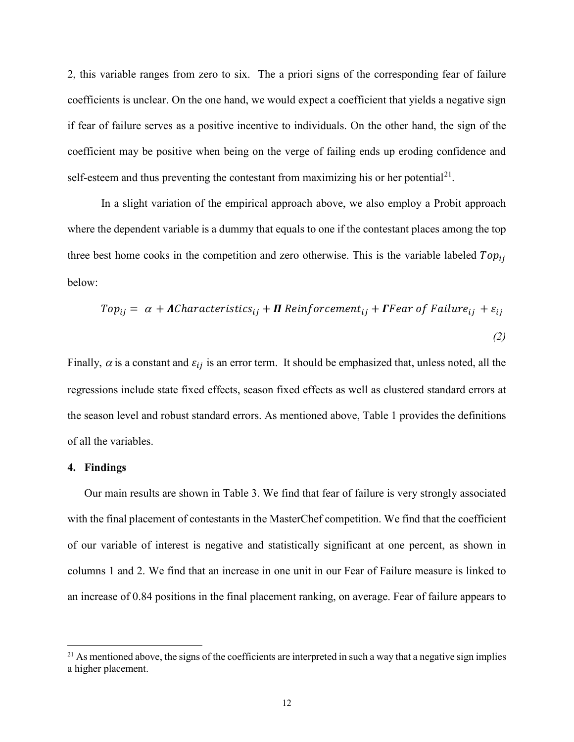2, this variable ranges from zero to six. The a priori signs of the corresponding fear of failure coefficients is unclear. On the one hand, we would expect a coefficient that yields a negative sign if fear of failure serves as a positive incentive to individuals. On the other hand, the sign of the coefficient may be positive when being on the verge of failing ends up eroding confidence and self-esteem and thus preventing the contestant from maximizing his or her potential[21].

In a slight variation of the empirical approach above, we also employ a Probit approach where the dependent variable is a dummy that equals to one if the contestant places among the top three best home cooks in the competition and zero otherwise. This is the variable labeled $Top_{ij}$ below:

$$Top_{ij} = \alpha + \boldsymbol{\Lambda} Characteristics_{ij} + \boldsymbol{\Pi}\ Reinforcement_{ij} + \boldsymbol{\Gamma} Fear\ of\ Failure_{ij} + \varepsilon_{ij} \tag{2}$$

Finally, $\alpha$ is a constant and $\varepsilon_{ij}$ is an error term. It should be emphasized that, unless noted, all the regressions include state fixed effects, season fixed effects as well as clustered standard errors at the season level and robust standard errors. As mentioned above, Table 1 provides the definitions of all the variables.

## 4. Findings

Our main results are shown in Table 3. We find that fear of failure is very strongly associated with the final placement of contestants in the MasterChef competition. We find that the coefficient of our variable of interest is negative and statistically significant at one percent, as shown in columns 1 and 2. We find that an increase in one unit in our Fear of Failure measure is linked to an increase of 0.84 positions in the final placement ranking, on average. Fear of failure appears to

[21] As mentioned above, the signs of the coefficients are interpreted in such a way that a negative sign implies a higher placement.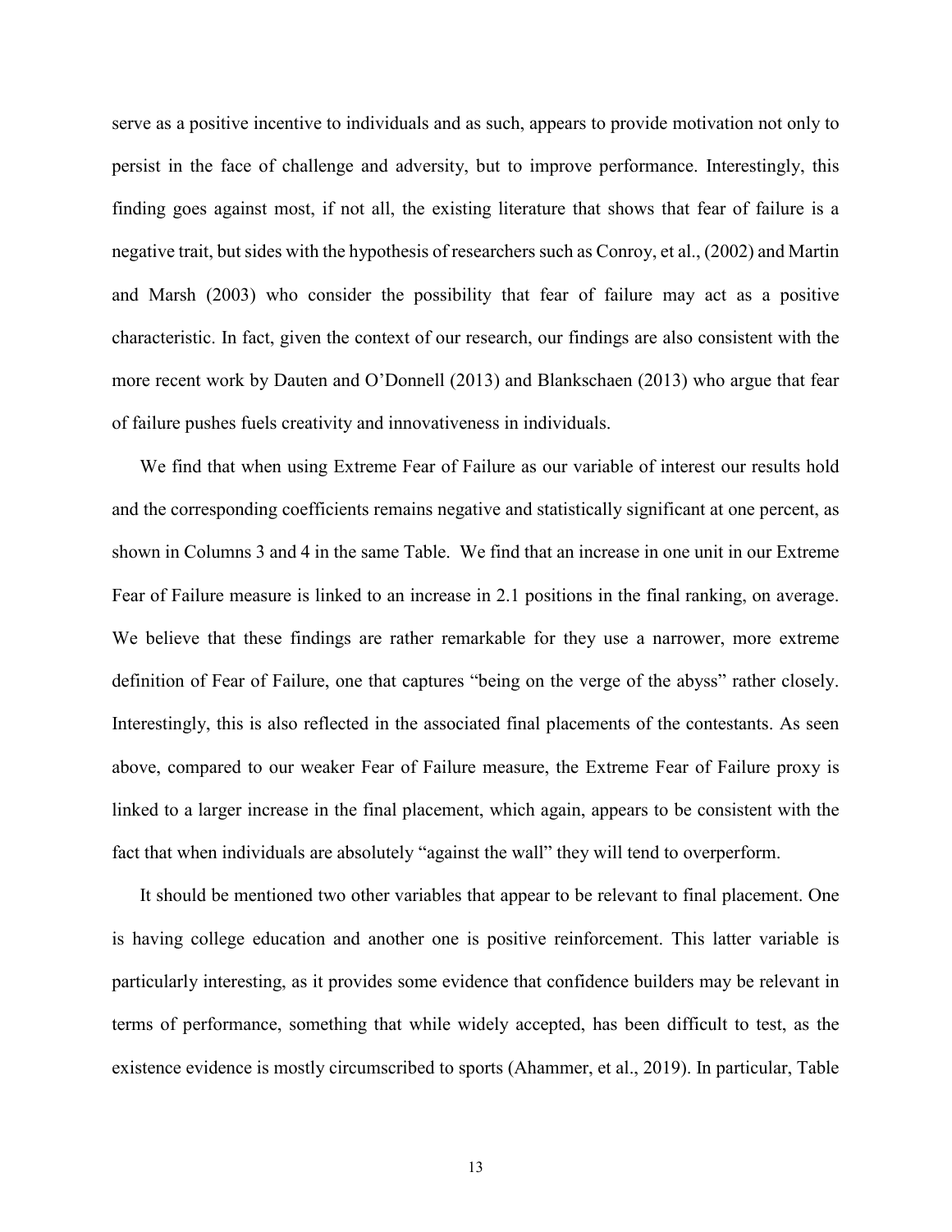serve as a positive incentive to individuals and as such, appears to provide motivation not only to persist in the face of challenge and adversity, but to improve performance. Interestingly, this finding goes against most, if not all, the existing literature that shows that fear of failure is a negative trait, but sides with the hypothesis of researchers such as Conroy, et al., (2002) and Martin and Marsh (2003) who consider the possibility that fear of failure may act as a positive characteristic. In fact, given the context of our research, our findings are also consistent with the more recent work by Dauten and O'Donnell (2013) and Blankschaen (2013) who argue that fear of failure pushes fuels creativity and innovativeness in individuals.

We find that when using Extreme Fear of Failure as our variable of interest our results hold and the corresponding coefficients remains negative and statistically significant at one percent, as shown in Columns 3 and 4 in the same Table. We find that an increase in one unit in our Extreme Fear of Failure measure is linked to an increase in 2.1 positions in the final ranking, on average. We believe that these findings are rather remarkable for they use a narrower, more extreme definition of Fear of Failure, one that captures "being on the verge of the abyss" rather closely. Interestingly, this is also reflected in the associated final placements of the contestants. As seen above, compared to our weaker Fear of Failure measure, the Extreme Fear of Failure proxy is linked to a larger increase in the final placement, which again, appears to be consistent with the fact that when individuals are absolutely "against the wall" they will tend to overperform.

It should be mentioned two other variables that appear to be relevant to final placement. One is having college education and another one is positive reinforcement. This latter variable is particularly interesting, as it provides some evidence that confidence builders may be relevant in terms of performance, something that while widely accepted, has been difficult to test, as the existence evidence is mostly circumscribed to sports (Ahammer, et al., 2019). In particular, Table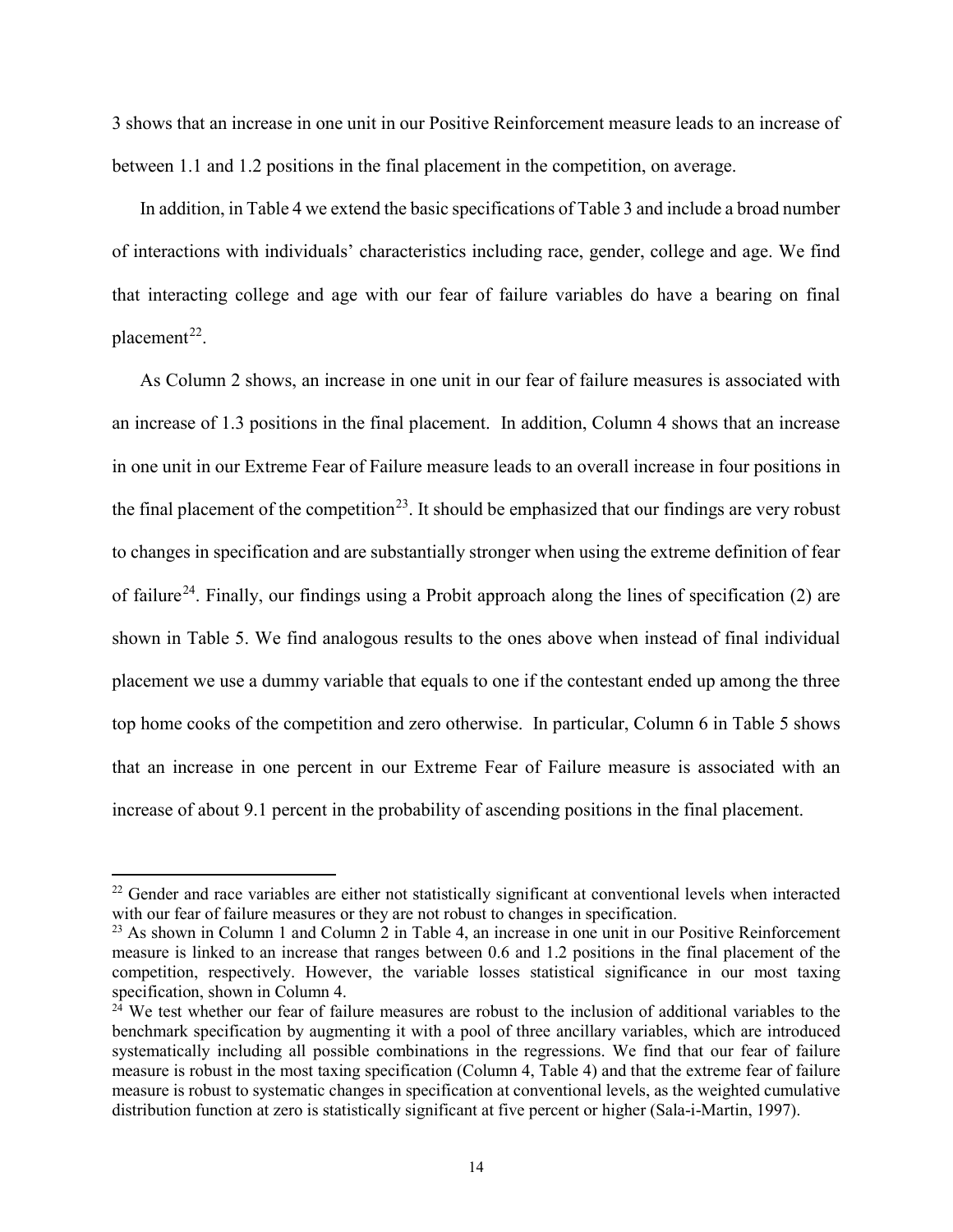3 shows that an increase in one unit in our Positive Reinforcement measure leads to an increase of between 1.1 and 1.2 positions in the final placement in the competition, on average.

In addition, in Table 4 we extend the basic specifications of Table 3 and include a broad number of interactions with individuals' characteristics including race, gender, college and age. We find that interacting college and age with our fear of failure variables do have a bearing on final placement[22].

As Column 2 shows, an increase in one unit in our fear of failure measures is associated with an increase of 1.3 positions in the final placement. In addition, Column 4 shows that an increase in one unit in our Extreme Fear of Failure measure leads to an overall increase in four positions in the final placement of the competition[23]. It should be emphasized that our findings are very robust to changes in specification and are substantially stronger when using the extreme definition of fear of failure[24]. Finally, our findings using a Probit approach along the lines of specification (2) are shown in Table 5. We find analogous results to the ones above when instead of final individual placement we use a dummy variable that equals to one if the contestant ended up among the three top home cooks of the competition and zero otherwise. In particular, Column 6 in Table 5 shows that an increase in one percent in our Extreme Fear of Failure measure is associated with an increase of about 9.1 percent in the probability of ascending positions in the final placement.

---

[22] Gender and race variables are either not statistically significant at conventional levels when interacted with our fear of failure measures or they are not robust to changes in specification.

[23] As shown in Column 1 and Column 2 in Table 4, an increase in one unit in our Positive Reinforcement measure is linked to an increase that ranges between 0.6 and 1.2 positions in the final placement of the competition, respectively. However, the variable losses statistical significance in our most taxing specification, shown in Column 4.

[24] We test whether our fear of failure measures are robust to the inclusion of additional variables to the benchmark specification by augmenting it with a pool of three ancillary variables, which are introduced systematically including all possible combinations in the regressions. We find that our fear of failure measure is robust in the most taxing specification (Column 4, Table 4) and that the extreme fear of failure measure is robust to systematic changes in specification at conventional levels, as the weighted cumulative distribution function at zero is statistically significant at five percent or higher (Sala-i-Martin, 1997).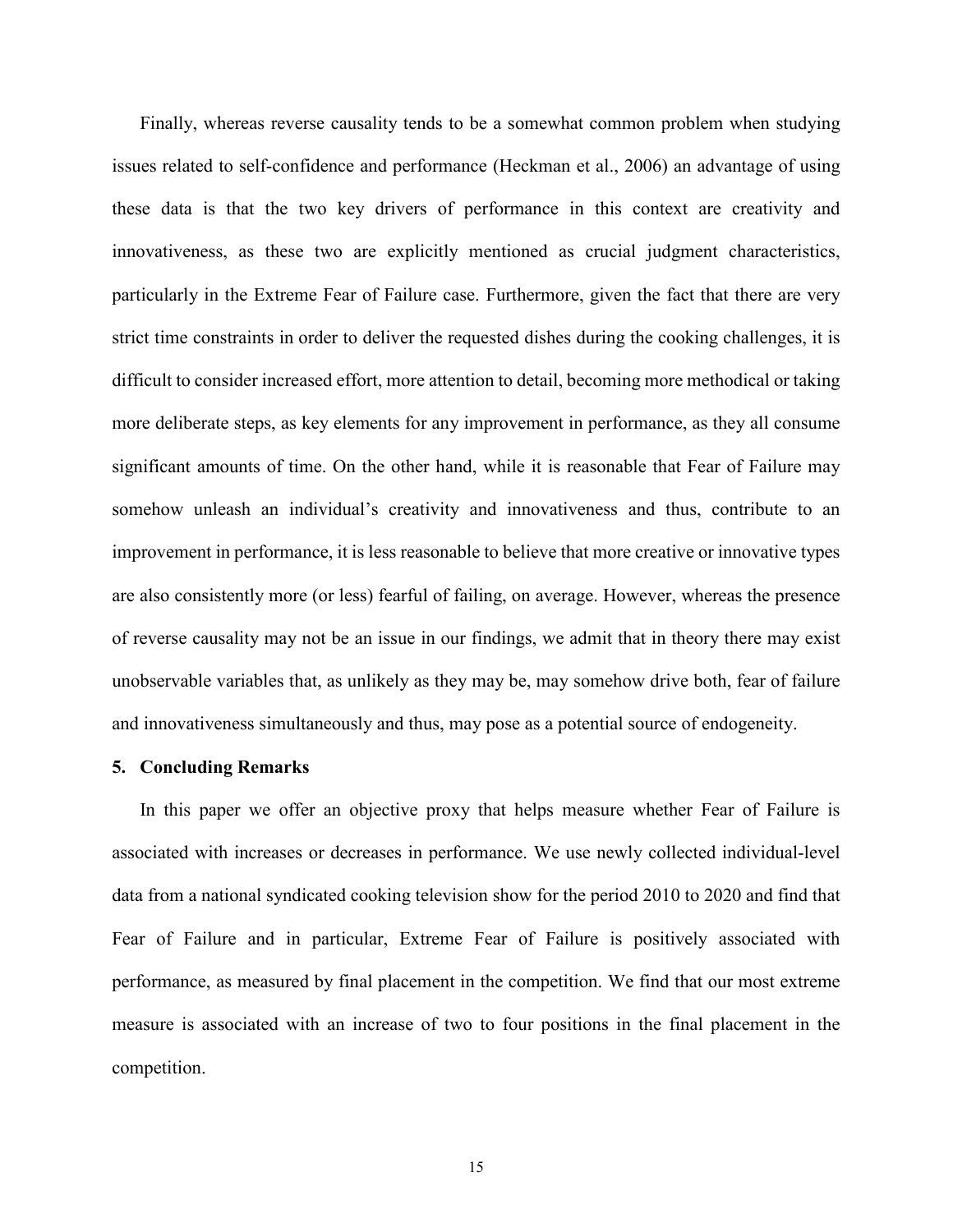Finally, whereas reverse causality tends to be a somewhat common problem when studying issues related to self-confidence and performance (Heckman et al., 2006) an advantage of using these data is that the two key drivers of performance in this context are creativity and innovativeness, as these two are explicitly mentioned as crucial judgment characteristics, particularly in the Extreme Fear of Failure case. Furthermore, given the fact that there are very strict time constraints in order to deliver the requested dishes during the cooking challenges, it is difficult to consider increased effort, more attention to detail, becoming more methodical or taking more deliberate steps, as key elements for any improvement in performance, as they all consume significant amounts of time. On the other hand, while it is reasonable that Fear of Failure may somehow unleash an individual's creativity and innovativeness and thus, contribute to an improvement in performance, it is less reasonable to believe that more creative or innovative types are also consistently more (or less) fearful of failing, on average. However, whereas the presence of reverse causality may not be an issue in our findings, we admit that in theory there may exist unobservable variables that, as unlikely as they may be, may somehow drive both, fear of failure and innovativeness simultaneously and thus, may pose as a potential source of endogeneity.

## 5. Concluding Remarks

In this paper we offer an objective proxy that helps measure whether Fear of Failure is associated with increases or decreases in performance. We use newly collected individual-level data from a national syndicated cooking television show for the period 2010 to 2020 and find that Fear of Failure and in particular, Extreme Fear of Failure is positively associated with performance, as measured by final placement in the competition. We find that our most extreme measure is associated with an increase of two to four positions in the final placement in the competition.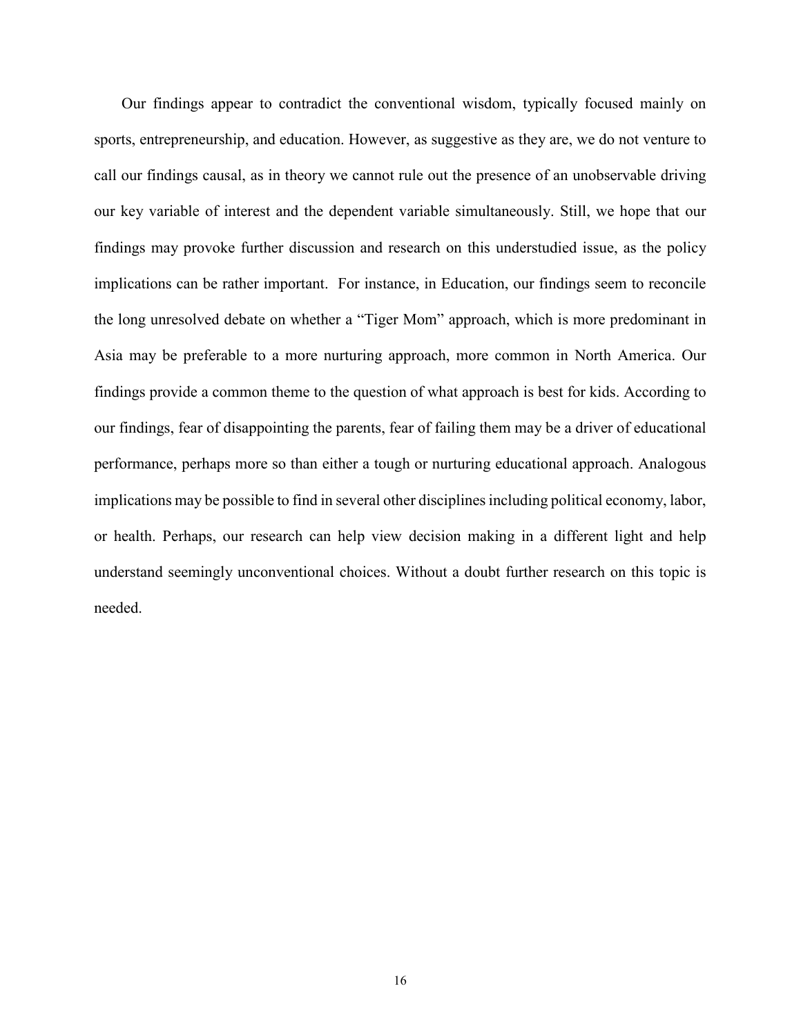Our findings appear to contradict the conventional wisdom, typically focused mainly on sports, entrepreneurship, and education. However, as suggestive as they are, we do not venture to call our findings causal, as in theory we cannot rule out the presence of an unobservable driving our key variable of interest and the dependent variable simultaneously. Still, we hope that our findings may provoke further discussion and research on this understudied issue, as the policy implications can be rather important. For instance, in Education, our findings seem to reconcile the long unresolved debate on whether a "Tiger Mom" approach, which is more predominant in Asia may be preferable to a more nurturing approach, more common in North America. Our findings provide a common theme to the question of what approach is best for kids. According to our findings, fear of disappointing the parents, fear of failing them may be a driver of educational performance, perhaps more so than either a tough or nurturing educational approach. Analogous implications may be possible to find in several other disciplines including political economy, labor, or health. Perhaps, our research can help view decision making in a different light and help understand seemingly unconventional choices. Without a doubt further research on this topic is needed.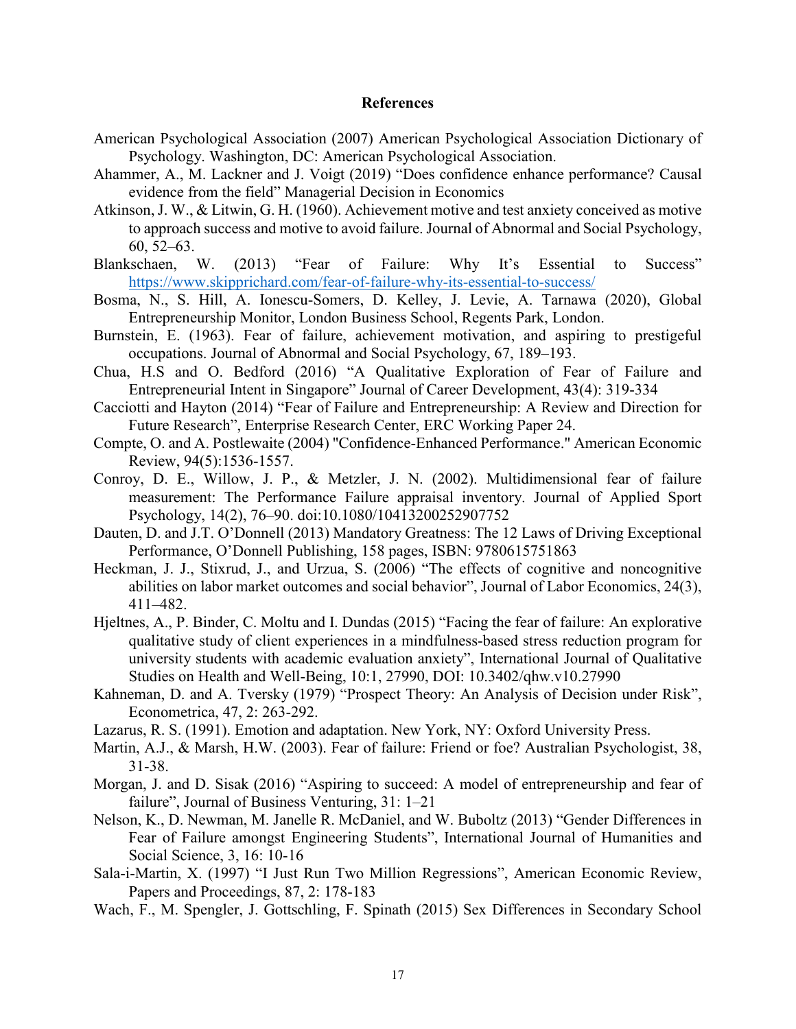## References

American Psychological Association (2007) American Psychological Association Dictionary of Psychology. Washington, DC: American Psychological Association.

Ahammer, A., M. Lackner and J. Voigt (2019) "Does confidence enhance performance? Causal evidence from the field" Managerial Decision in Economics

Atkinson, J. W., & Litwin, G. H. (1960). Achievement motive and test anxiety conceived as motive to approach success and motive to avoid failure. Journal of Abnormal and Social Psychology, 60, 52–63.

Blankschaen, W. (2013) "Fear of Failure: Why It's Essential to Success" https://www.skipprichard.com/fear-of-failure-why-its-essential-to-success/

Bosma, N., S. Hill, A. Ionescu-Somers, D. Kelley, J. Levie, A. Tarnawa (2020), Global Entrepreneurship Monitor, London Business School, Regents Park, London.

Burnstein, E. (1963). Fear of failure, achievement motivation, and aspiring to prestigeful occupations. Journal of Abnormal and Social Psychology, 67, 189–193.

Chua, H.S and O. Bedford (2016) "A Qualitative Exploration of Fear of Failure and Entrepreneurial Intent in Singapore" Journal of Career Development, 43(4): 319-334

Cacciotti and Hayton (2014) "Fear of Failure and Entrepreneurship: A Review and Direction for Future Research", Enterprise Research Center, ERC Working Paper 24.

Compte, O. and A. Postlewaite (2004) "Confidence-Enhanced Performance." American Economic Review, 94(5):1536-1557.

Conroy, D. E., Willow, J. P., & Metzler, J. N. (2002). Multidimensional fear of failure measurement: The Performance Failure appraisal inventory. Journal of Applied Sport Psychology, 14(2), 76–90. doi:10.1080/10413200252907752

Dauten, D. and J.T. O'Donnell (2013) Mandatory Greatness: The 12 Laws of Driving Exceptional Performance, O'Donnell Publishing, 158 pages, ISBN: 9780615751863

Heckman, J. J., Stixrud, J., and Urzua, S. (2006) "The effects of cognitive and noncognitive abilities on labor market outcomes and social behavior", Journal of Labor Economics, 24(3), 411–482.

Hjeltnes, A., P. Binder, C. Moltu and I. Dundas (2015) "Facing the fear of failure: An explorative qualitative study of client experiences in a mindfulness-based stress reduction program for university students with academic evaluation anxiety", International Journal of Qualitative Studies on Health and Well-Being, 10:1, 27990, DOI: 10.3402/qhw.v10.27990

Kahneman, D. and A. Tversky (1979) "Prospect Theory: An Analysis of Decision under Risk", Econometrica, 47, 2: 263-292.

Lazarus, R. S. (1991). Emotion and adaptation. New York, NY: Oxford University Press.

Martin, A.J., & Marsh, H.W. (2003). Fear of failure: Friend or foe? Australian Psychologist, 38, 31-38.

Morgan, J. and D. Sisak (2016) "Aspiring to succeed: A model of entrepreneurship and fear of failure", Journal of Business Venturing, 31: 1–21

Nelson, K., D. Newman, M. Janelle R. McDaniel, and W. Buboltz (2013) "Gender Differences in Fear of Failure amongst Engineering Students", International Journal of Humanities and Social Science, 3, 16: 10-16

Sala-i-Martin, X. (1997) "I Just Run Two Million Regressions", American Economic Review, Papers and Proceedings, 87, 2: 178-183

Wach, F., M. Spengler, J. Gottschling, F. Spinath (2015) Sex Differences in Secondary School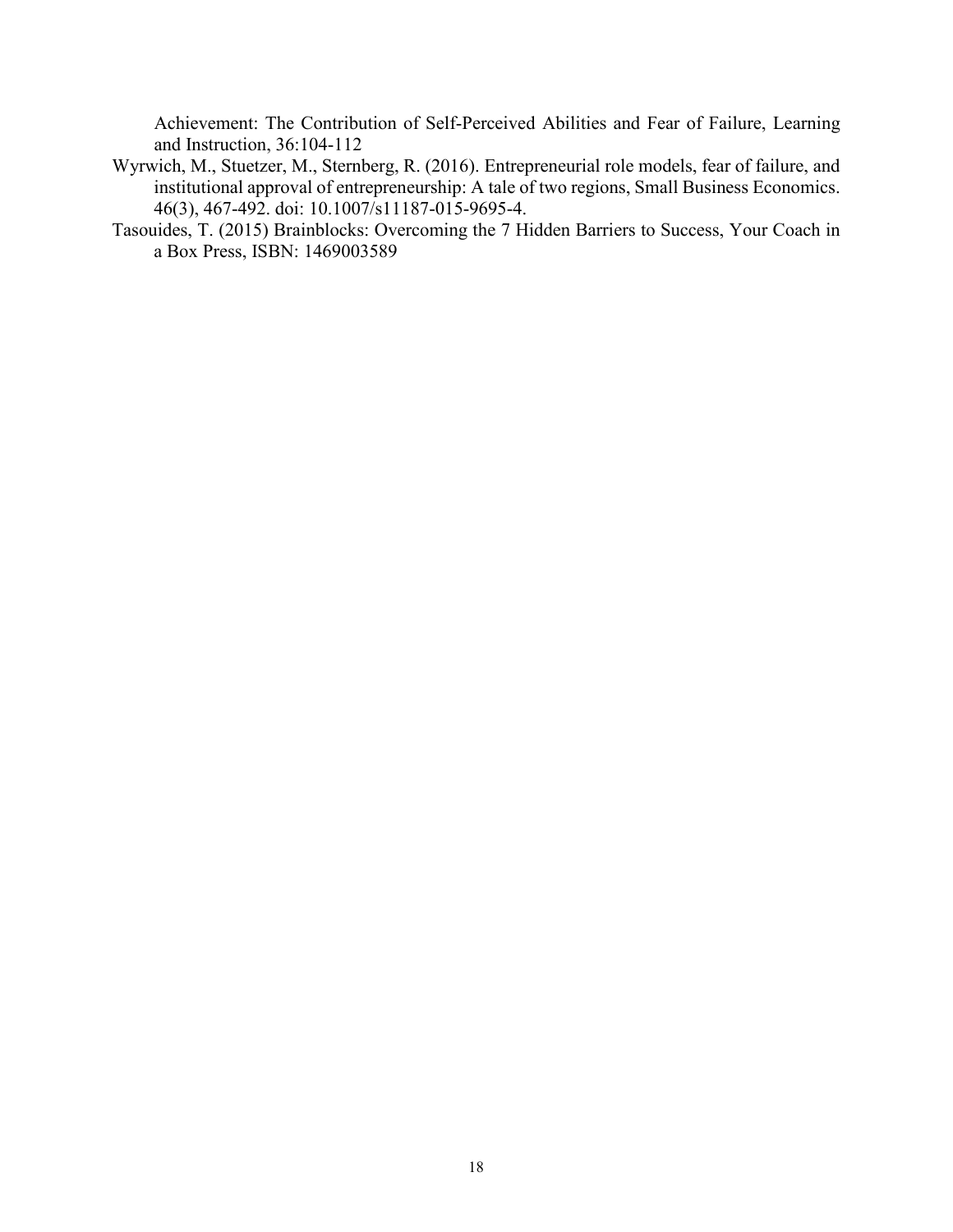Achievement: The Contribution of Self-Perceived Abilities and Fear of Failure, Learning and Instruction, 36:104-112

Wyrwich, M., Stuetzer, M., Sternberg, R. (2016). Entrepreneurial role models, fear of failure, and institutional approval of entrepreneurship: A tale of two regions, Small Business Economics. 46(3), 467-492. doi: 10.1007/s11187-015-9695-4.

Tasouides, T. (2015) Brainblocks: Overcoming the 7 Hidden Barriers to Success, Your Coach in a Box Press, ISBN: 1469003589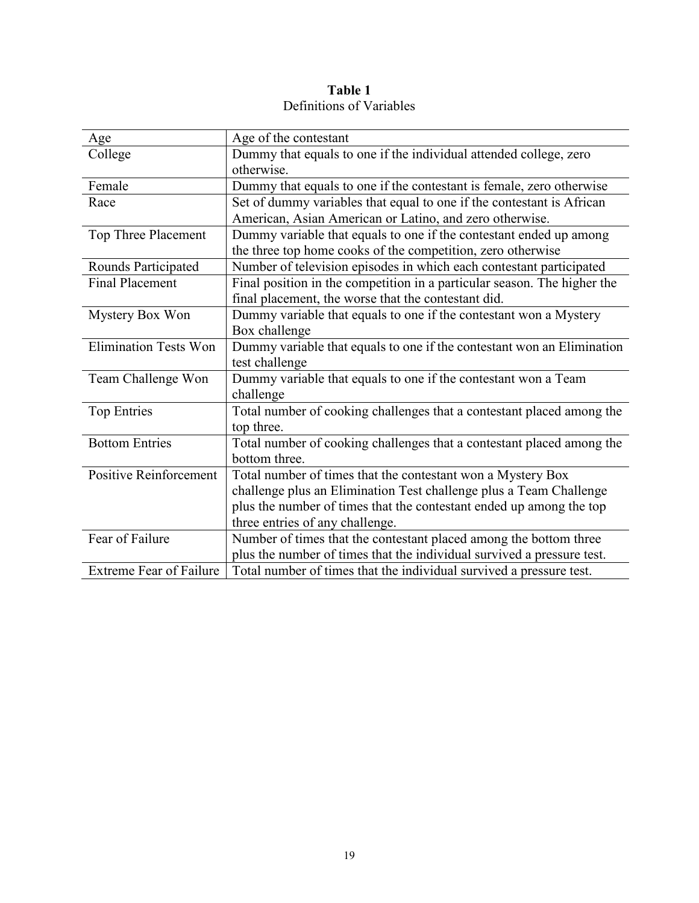**Table 1**

Definitions of Variables

| Variable | Definition |
|---|---|
| Age | Age of the contestant |
| College | Dummy that equals to one if the individual attended college, zero otherwise. |
| Female | Dummy that equals to one if the contestant is female, zero otherwise |
| Race | Set of dummy variables that equal to one if the contestant is African American, Asian American or Latino, and zero otherwise. |
| Top Three Placement | Dummy variable that equals to one if the contestant ended up among the three top home cooks of the competition, zero otherwise |
| Rounds Participated | Number of television episodes in which each contestant participated |
| Final Placement | Final position in the competition in a particular season. The higher the final placement, the worse that the contestant did. |
| Mystery Box Won | Dummy variable that equals to one if the contestant won a Mystery Box challenge |
| Elimination Tests Won | Dummy variable that equals to one if the contestant won an Elimination test challenge |
| Team Challenge Won | Dummy variable that equals to one if the contestant won a Team challenge |
| Top Entries | Total number of cooking challenges that a contestant placed among the top three. |
| Bottom Entries | Total number of cooking challenges that a contestant placed among the bottom three. |
| Positive Reinforcement | Total number of times that the contestant won a Mystery Box challenge plus an Elimination Test challenge plus a Team Challenge plus the number of times that the contestant ended up among the top three entries of any challenge. |
| Fear of Failure | Number of times that the contestant placed among the bottom three plus the number of times that the individual survived a pressure test. |
| Extreme Fear of Failure | Total number of times that the individual survived a pressure test. |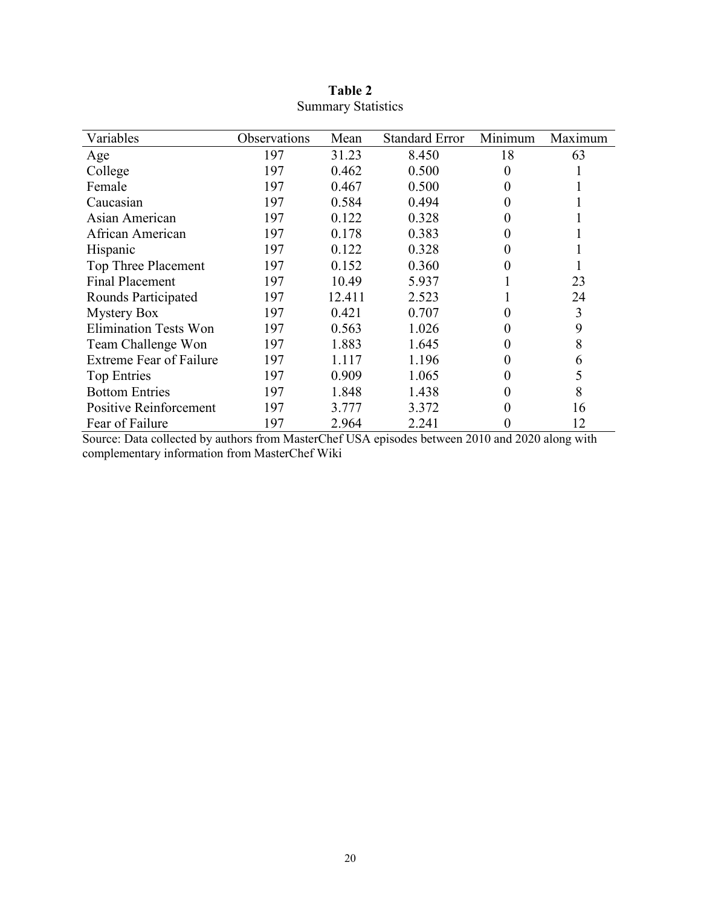**Table 2**

Summary Statistics

| Variables | Observations | Mean | Standard Error | Minimum | Maximum |
|---|---|---|---|---|---|
| Age | 197 | 31.23 | 8.450 | 18 | 63 |
| College | 197 | 0.462 | 0.500 | 0 | 1 |
| Female | 197 | 0.467 | 0.500 | 0 | 1 |
| Caucasian | 197 | 0.584 | 0.494 | 0 | 1 |
| Asian American | 197 | 0.122 | 0.328 | 0 | 1 |
| African American | 197 | 0.178 | 0.383 | 0 | 1 |
| Hispanic | 197 | 0.122 | 0.328 | 0 | 1 |
| Top Three Placement | 197 | 0.152 | 0.360 | 0 | 1 |
| Final Placement | 197 | 10.49 | 5.937 | 1 | 23 |
| Rounds Participated | 197 | 12.411 | 2.523 | 1 | 24 |
| Mystery Box | 197 | 0.421 | 0.707 | 0 | 3 |
| Elimination Tests Won | 197 | 0.563 | 1.026 | 0 | 9 |
| Team Challenge Won | 197 | 1.883 | 1.645 | 0 | 8 |
| Extreme Fear of Failure | 197 | 1.117 | 1.196 | 0 | 6 |
| Top Entries | 197 | 0.909 | 1.065 | 0 | 5 |
| Bottom Entries | 197 | 1.848 | 1.438 | 0 | 8 |
| Positive Reinforcement | 197 | 3.777 | 3.372 | 0 | 16 |
| Fear of Failure | 197 | 2.964 | 2.241 | 0 | 12 |

Source: Data collected by authors from MasterChef USA episodes between 2010 and 2020 along with complementary information from MasterChef Wiki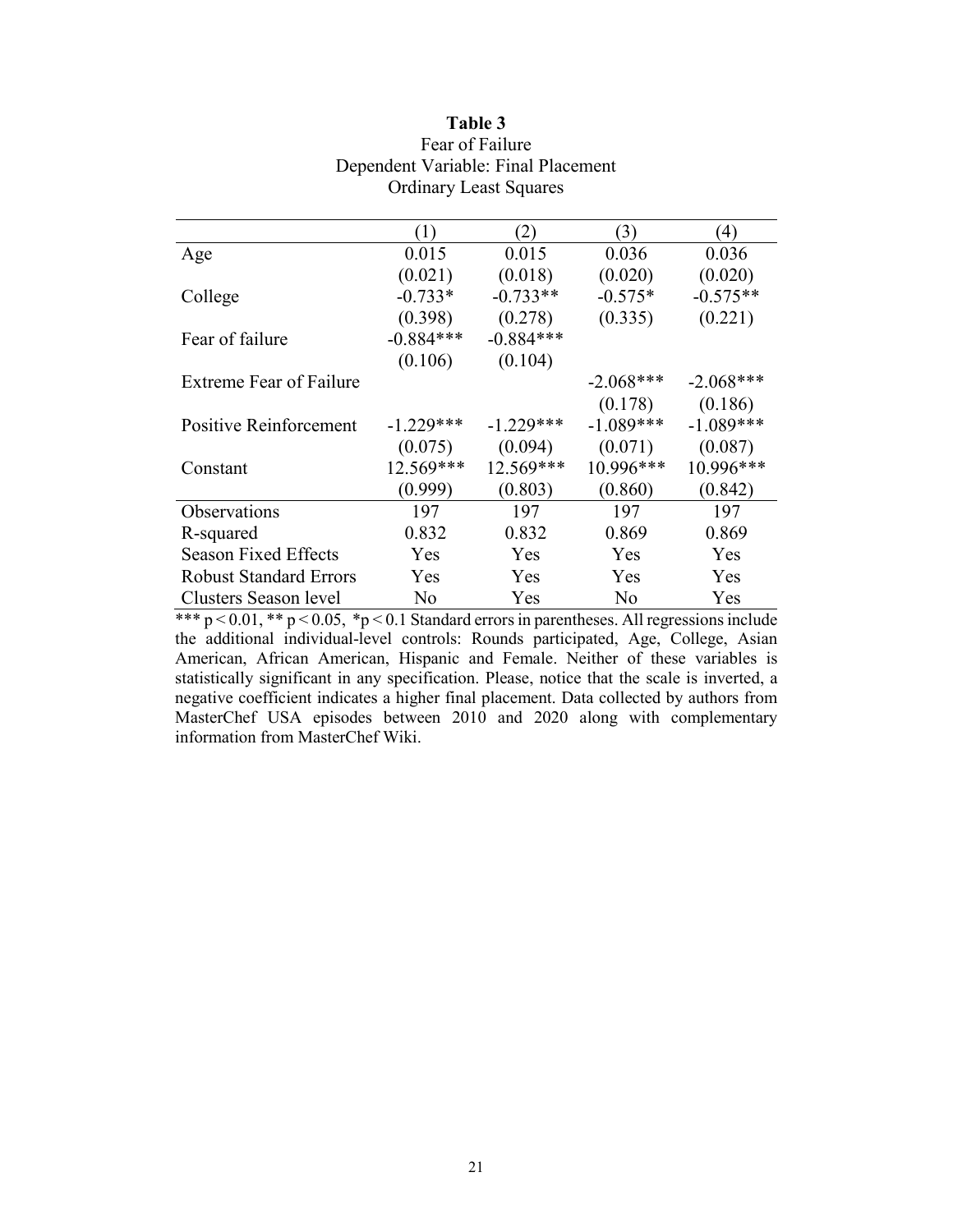**Table 3**

Fear of Failure

Dependent Variable: Final Placement

Ordinary Least Squares

| | (1) | (2) | (3) | (4) |
|---|---|---|---|---|
| Age | 0.015 | 0.015 | 0.036 | 0.036 |
| | (0.021) | (0.018) | (0.020) | (0.020) |
| College | -0.733* | -0.733** | -0.575* | -0.575** |
| | (0.398) | (0.278) | (0.335) | (0.221) |
| Fear of failure | -0.884*** | -0.884*** | | |
| | (0.106) | (0.104) | | |
| Extreme Fear of Failure | | | -2.068*** | -2.068*** |
| | | | (0.178) | (0.186) |
| Positive Reinforcement | -1.229*** | -1.229*** | -1.089*** | -1.089*** |
| | (0.075) | (0.094) | (0.071) | (0.087) |
| Constant | 12.569*** | 12.569*** | 10.996*** | 10.996*** |
| | (0.999) | (0.803) | (0.860) | (0.842) |
| Observations | 197 | 197 | 197 | 197 |
| R-squared | 0.832 | 0.832 | 0.869 | 0.869 |
| Season Fixed Effects | Yes | Yes | Yes | Yes |
| Robust Standard Errors | Yes | Yes | Yes | Yes |
| Clusters Season level | No | Yes | No | Yes |

*** $p < 0.01$, ** $p < 0.05$, * $p < 0.1$ Standard errors in parentheses. All regressions include the additional individual-level controls: Rounds participated, Age, College, Asian American, African American, Hispanic and Female. Neither of these variables is statistically significant in any specification. Please, notice that the scale is inverted, a negative coefficient indicates a higher final placement. Data collected by authors from MasterChef USA episodes between 2010 and 2020 along with complementary information from MasterChef Wiki.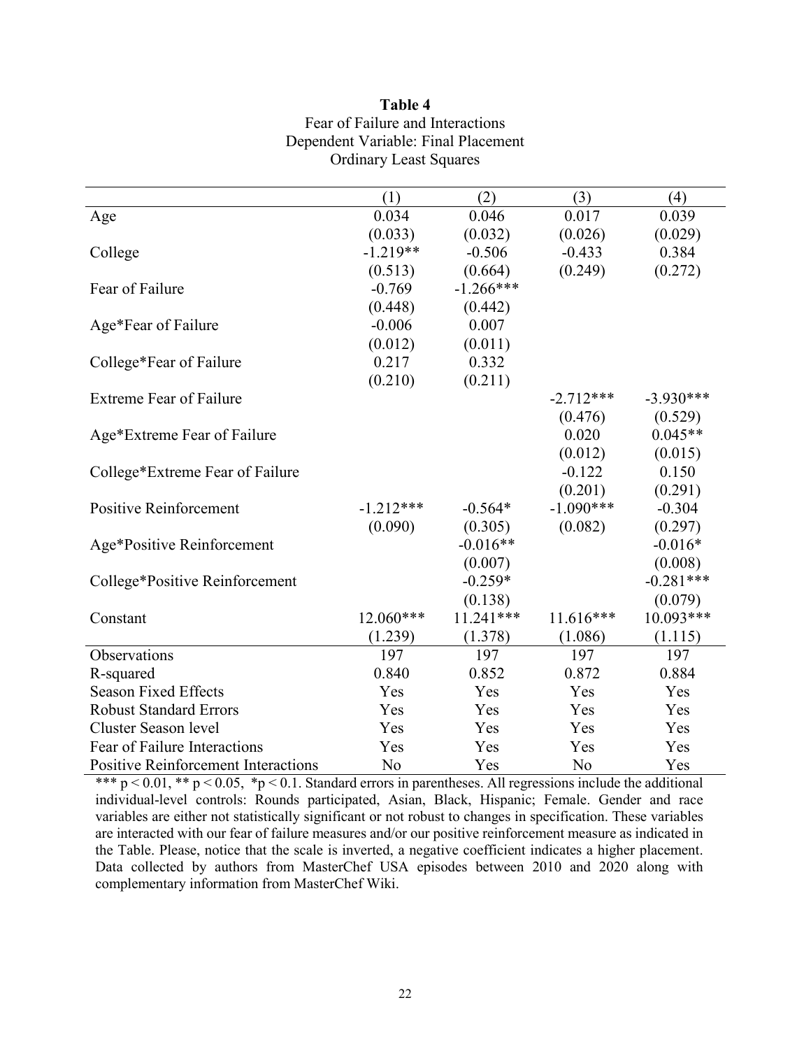**Table 4**
Fear of Failure and Interactions
Dependent Variable: Final Placement
Ordinary Least Squares

| | (1) | (2) | (3) | (4) |
|---|---|---|---|---|
| Age | 0.034 | 0.046 | 0.017 | 0.039 |
| | (0.033) | (0.032) | (0.026) | (0.029) |
| College | -1.219** | -0.506 | -0.433 | 0.384 |
| | (0.513) | (0.664) | (0.249) | (0.272) |
| Fear of Failure | -0.769 | -1.266*** | | |
| | (0.448) | (0.442) | | |
| Age*Fear of Failure | -0.006 | 0.007 | | |
| | (0.012) | (0.011) | | |
| College*Fear of Failure | 0.217 | 0.332 | | |
| | (0.210) | (0.211) | | |
| Extreme Fear of Failure | | | -2.712*** | -3.930*** |
| | | | (0.476) | (0.529) |
| Age*Extreme Fear of Failure | | | 0.020 | 0.045** |
| | | | (0.012) | (0.015) |
| College*Extreme Fear of Failure | | | -0.122 | 0.150 |
| | | | (0.201) | (0.291) |
| Positive Reinforcement | -1.212*** | -0.564* | -1.090*** | -0.304 |
| | (0.090) | (0.305) | (0.082) | (0.297) |
| Age*Positive Reinforcement | | -0.016** | | -0.016* |
| | | (0.007) | | (0.008) |
| College*Positive Reinforcement | | -0.259* | | -0.281*** |
| | | (0.138) | | (0.079) |
| Constant | 12.060*** | 11.241*** | 11.616*** | 10.093*** |
| | (1.239) | (1.378) | (1.086) | (1.115) |
| Observations | 197 | 197 | 197 | 197 |
| R-squared | 0.840 | 0.852 | 0.872 | 0.884 |
| Season Fixed Effects | Yes | Yes | Yes | Yes |
| Robust Standard Errors | Yes | Yes | Yes | Yes |
| Cluster Season level | Yes | Yes | Yes | Yes |
| Fear of Failure Interactions | Yes | Yes | Yes | Yes |
| Positive Reinforcement Interactions | No | Yes | No | Yes |

*** $p < 0.01$, ** $p < 0.05$, * $p < 0.1$. Standard errors in parentheses. All regressions include the additional individual-level controls: Rounds participated, Asian, Black, Hispanic; Female. Gender and race variables are either not statistically significant or not robust to changes in specification. These variables are interacted with our fear of failure measures and/or our positive reinforcement measure as indicated in the Table. Please, notice that the scale is inverted, a negative coefficient indicates a higher placement. Data collected by authors from MasterChef USA episodes between 2010 and 2020 along with complementary information from MasterChef Wiki.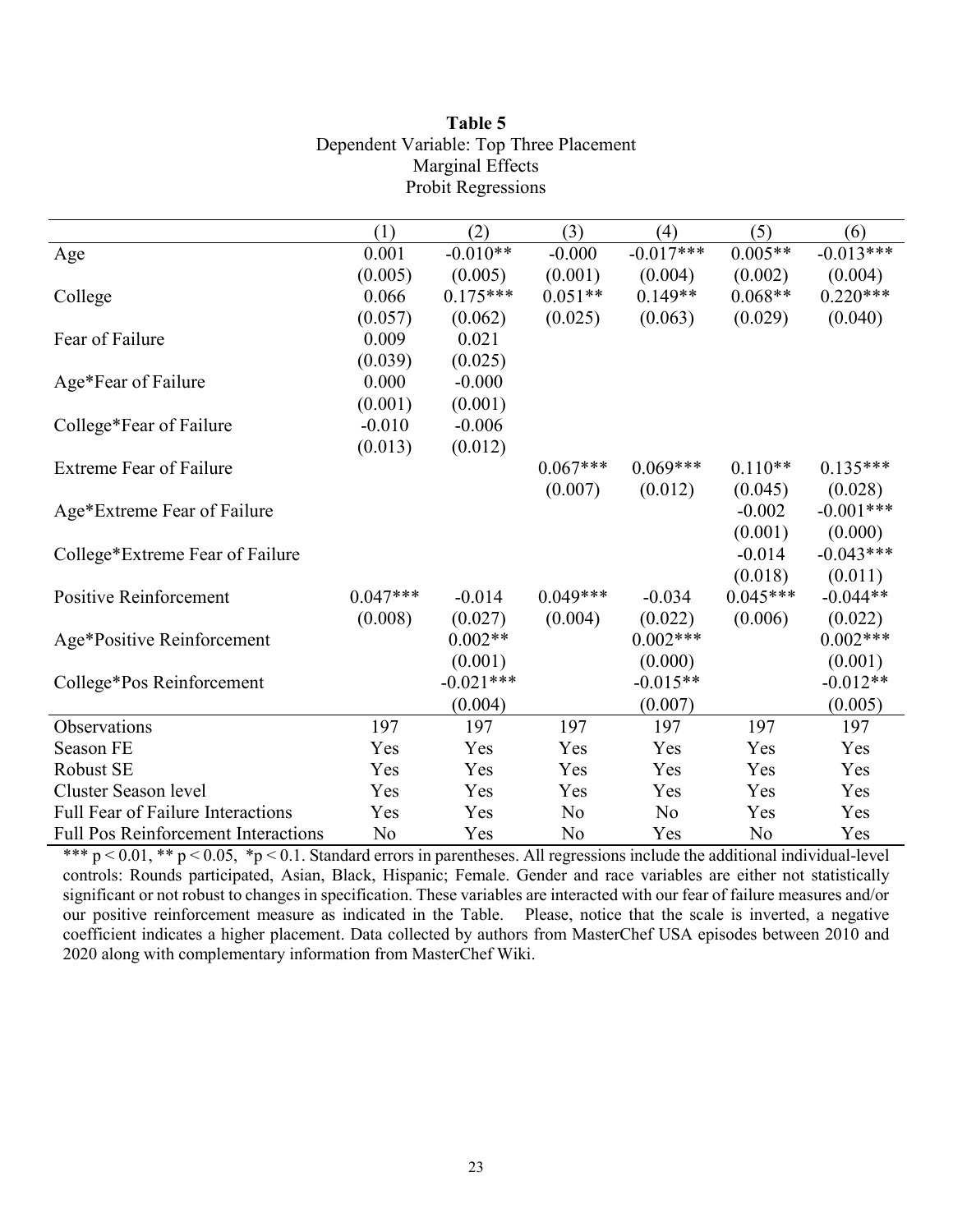**Table 5**

Dependent Variable: Top Three Placement

Marginal Effects

Probit Regressions

| | (1) | (2) | (3) | (4) | (5) | (6) |
|---|---|---|---|---|---|---|
| Age | 0.001 | -0.010** | -0.000 | -0.017*** | 0.005** | -0.013*** |
| | (0.005) | (0.005) | (0.001) | (0.004) | (0.002) | (0.004) |
| College | 0.066 | 0.175*** | 0.051** | 0.149** | 0.068** | 0.220*** |
| | (0.057) | (0.062) | (0.025) | (0.063) | (0.029) | (0.040) |
| Fear of Failure | 0.009 | 0.021 | | | | |
| | (0.039) | (0.025) | | | | |
| Age*Fear of Failure | 0.000 | -0.000 | | | | |
| | (0.001) | (0.001) | | | | |
| College*Fear of Failure | -0.010 | -0.006 | | | | |
| | (0.013) | (0.012) | | | | |
| Extreme Fear of Failure | | | 0.067*** | 0.069*** | 0.110** | 0.135*** |
| | | | (0.007) | (0.012) | (0.045) | (0.028) |
| Age*Extreme Fear of Failure | | | | | -0.002 | -0.001*** |
| | | | | | (0.001) | (0.000) |
| College*Extreme Fear of Failure | | | | | -0.014 | -0.043*** |
| | | | | | (0.018) | (0.011) |
| Positive Reinforcement | 0.047*** | -0.014 | 0.049*** | -0.034 | 0.045*** | -0.044** |
| | (0.008) | (0.027) | (0.004) | (0.022) | (0.006) | (0.022) |
| Age*Positive Reinforcement | | 0.002** | | 0.002*** | | 0.002*** |
| | | (0.001) | | (0.000) | | (0.001) |
| College*Pos Reinforcement | | -0.021*** | | -0.015** | | -0.012** |
| | | (0.004) | | (0.007) | | (0.005) |
| Observations | 197 | 197 | 197 | 197 | 197 | 197 |
| Season FE | Yes | Yes | Yes | Yes | Yes | Yes |
| Robust SE | Yes | Yes | Yes | Yes | Yes | Yes |
| Cluster Season level | Yes | Yes | Yes | Yes | Yes | Yes |
| Full Fear of Failure Interactions | Yes | Yes | No | No | Yes | Yes |
| Full Pos Reinforcement Interactions | No | Yes | No | Yes | No | Yes |

*** $p < 0.01$, ** $p < 0.05$, *$p < 0.1$. Standard errors in parentheses. All regressions include the additional individual-level controls: Rounds participated, Asian, Black, Hispanic; Female. Gender and race variables are either not statistically significant or not robust to changes in specification. These variables are interacted with our fear of failure measures and/or our positive reinforcement measure as indicated in the Table. Please, notice that the scale is inverted, a negative coefficient indicates a higher placement. Data collected by authors from MasterChef USA episodes between 2010 and 2020 along with complementary information from MasterChef Wiki.